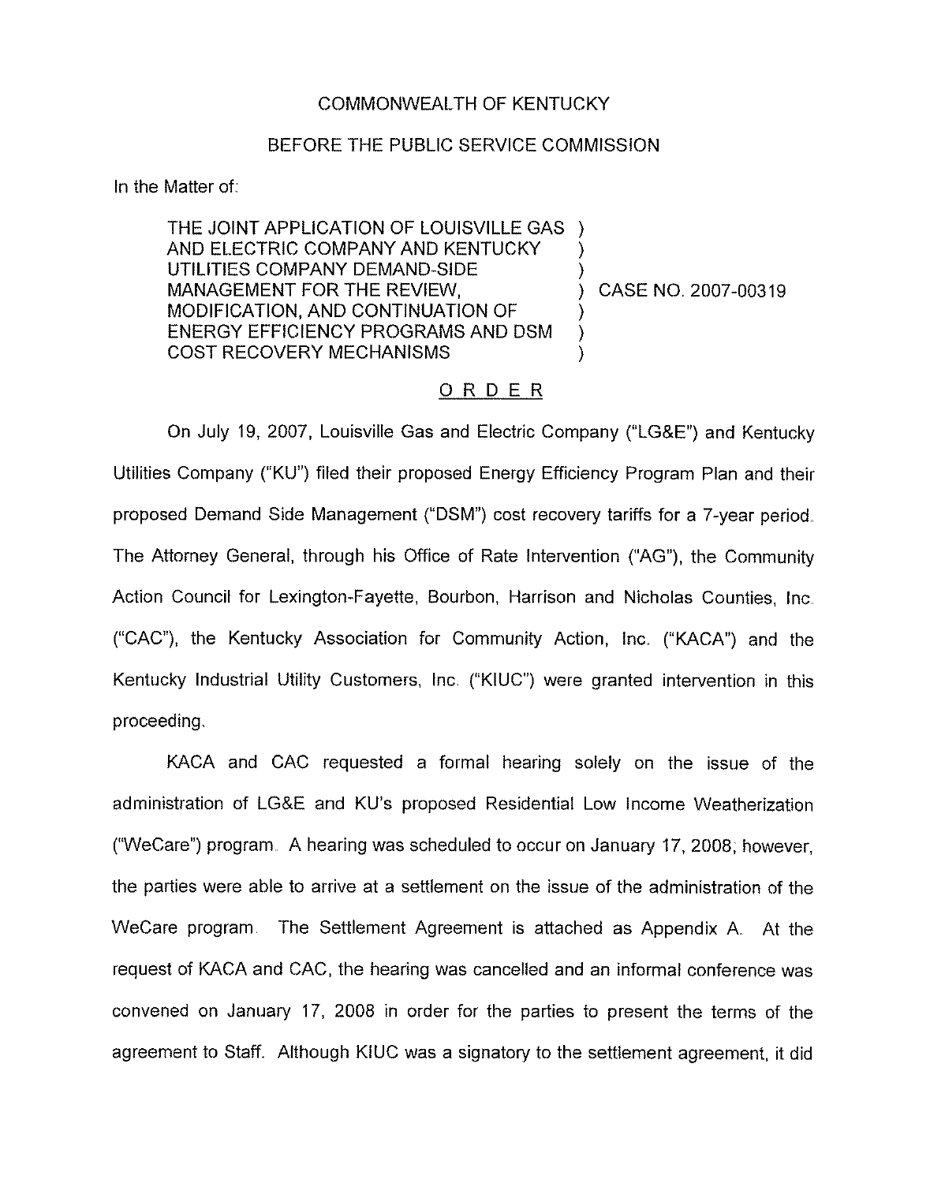COMMONWEALTH OF KENTUCKY

BEFORE THE PUBLIC SERVICE COMMISSION

In the Matter of:

THE JOINT APPLICATION OF LOUISVILLE GAS AND ELECTRIC COMPANY AND KENTUCKY UTILITIES COMPANY DEMAND-SIDE MANAGEMENT FOR THE REVIEW, MODIFICATION, AND CONTINUATION OF ENERGY EFFICIENCY PROGRAMS AND DSM COST RECOVERY MECHANISMS ) CASE NO. 2007-00319

ORDER

On July 19, 2007, Louisville Gas and Electric Company ("LG&E") and Kentucky Utilities Company ("KU") filed their proposed Energy Efficiency Program Plan and their proposed Demand Side Management ("DSM") cost recovery tariffs for a 7-year period. The Attorney General, through his Office of Rate Intervention ("AG"), the Community Action Council for Lexington-Fayette, Bourbon, Harrison and Nicholas Counties, Inc. ("CAC"), the Kentucky Association for Community Action, Inc. ("KACA") and the Kentucky Industrial Utility Customers, Inc. ("KIUC") were granted intervention in this proceeding.

KACA and CAC requested a formal hearing solely on the issue of the administration of LG&E and KU's proposed Residential Low Income Weatherization ("WeCare") program. A hearing was scheduled to occur on January 17, 2008; however, the parties were able to arrive at a settlement on the issue of the administration of the WeCare program. The Settlement Agreement is attached as Appendix A. At the request of KACA and CAC, the hearing was cancelled and an informal conference was convened on January 17, 2008 in order for the parties to present the terms of the agreement to Staff. Although KIUC was a signatory to the settlement agreement, it did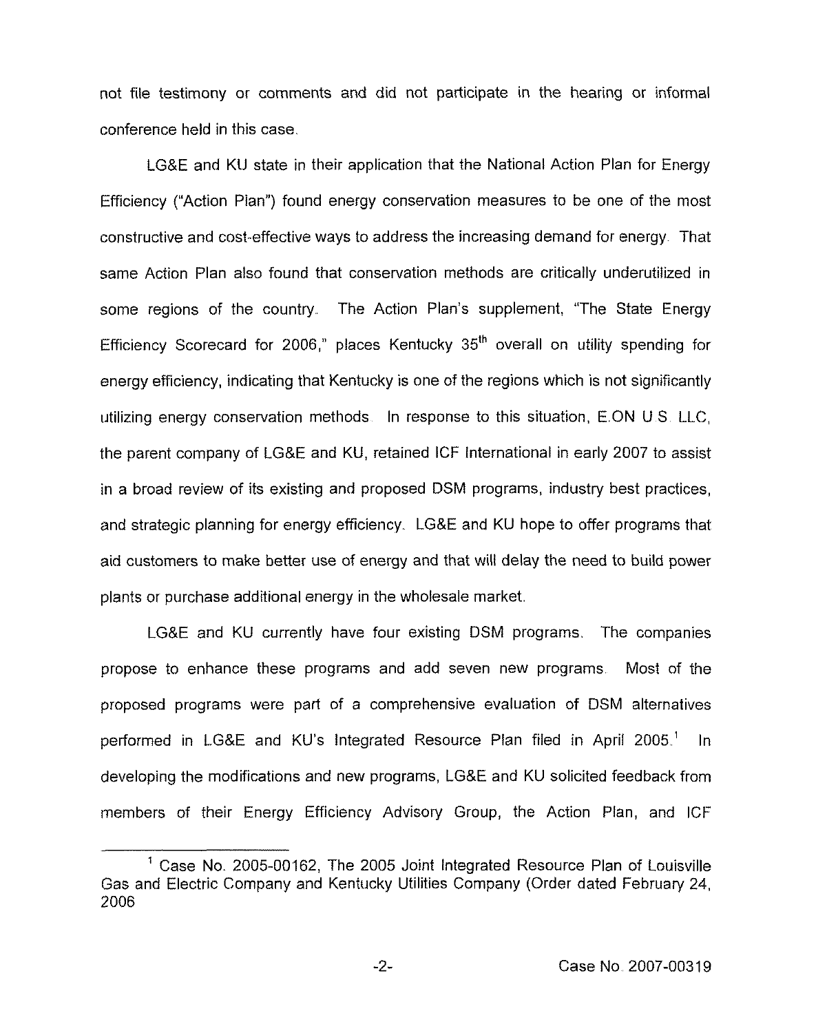not file testimony or comments and did not participate in the hearing or informal conference held in this case.

LG&E and KU state in their application that the National Action Plan for Energy Efficiency ("Action Plan") found energy conservation measures to be one of the most constructive and cost-effective ways to address the increasing demand for energy. That same Action Plan also found that conservation methods are critically underutilized in some regions of the country. The Action Plan's supplement, "The State Energy Efficiency Scorecard for 2006," places Kentucky 35th overall on utility spending for energy efficiency, indicating that Kentucky is one of the regions which is not significantly utilizing energy conservation methods. In response to this situation, E.ON U.S. LLC, the parent company of LG&E and KU, retained ICF International in early 2007 to assist in a broad review of its existing and proposed DSM programs, industry best practices, and strategic planning for energy efficiency. LG&E and KU hope to offer programs that aid customers to make better use of energy and that will delay the need to build power plants or purchase additional energy in the wholesale market.

LG&E and KU currently have four existing DSM programs. The companies propose to enhance these programs and add seven new programs. Most of the proposed programs were part of a comprehensive evaluation of DSM alternatives performed in LG&E and KU's Integrated Resource Plan filed in April 2005.[1] In developing the modifications and new programs, LG&E and KU solicited feedback from members of their Energy Efficiency Advisory Group, the Action Plan, and ICF

[1] Case No. 2005-00162, The 2005 Joint Integrated Resource Plan of Louisville Gas and Electric Company and Kentucky Utilities Company (Order dated February 24, 2006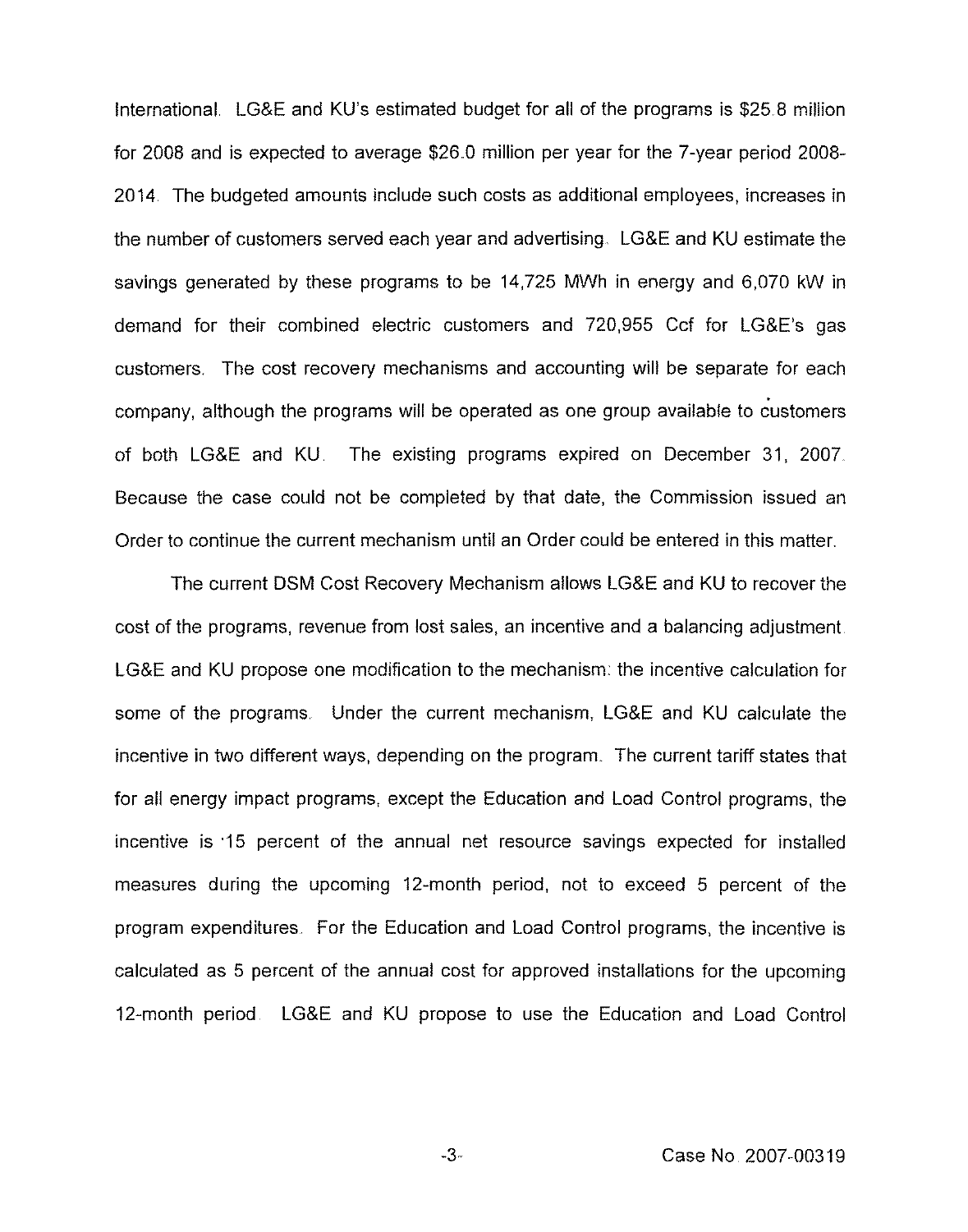International. LG&E and KU's estimated budget for all of the programs is $25.8 million for 2008 and is expected to average $26.0 million per year for the 7-year period 2008-2014. The budgeted amounts include such costs as additional employees, increases in the number of customers served each year and advertising. LG&E and KU estimate the savings generated by these programs to be 14,725 MWh in energy and 6,070 kW in demand for their combined electric customers and 720,955 Ccf for LG&E's gas customers. The cost recovery mechanisms and accounting will be separate for each company, although the programs will be operated as one group available to customers of both LG&E and KU. The existing programs expired on December 31, 2007. Because the case could not be completed by that date, the Commission issued an Order to continue the current mechanism until an Order could be entered in this matter.

The current DSM Cost Recovery Mechanism allows LG&E and KU to recover the cost of the programs, revenue from lost sales, an incentive and a balancing adjustment. LG&E and KU propose one modification to the mechanism: the incentive calculation for some of the programs. Under the current mechanism, LG&E and KU calculate the incentive in two different ways, depending on the program. The current tariff states that for all energy impact programs, except the Education and Load Control programs, the incentive is 15 percent of the annual net resource savings expected for installed measures during the upcoming 12-month period, not to exceed 5 percent of the program expenditures. For the Education and Load Control programs, the incentive is calculated as 5 percent of the annual cost for approved installations for the upcoming 12-month period. LG&E and KU propose to use the Education and Load Control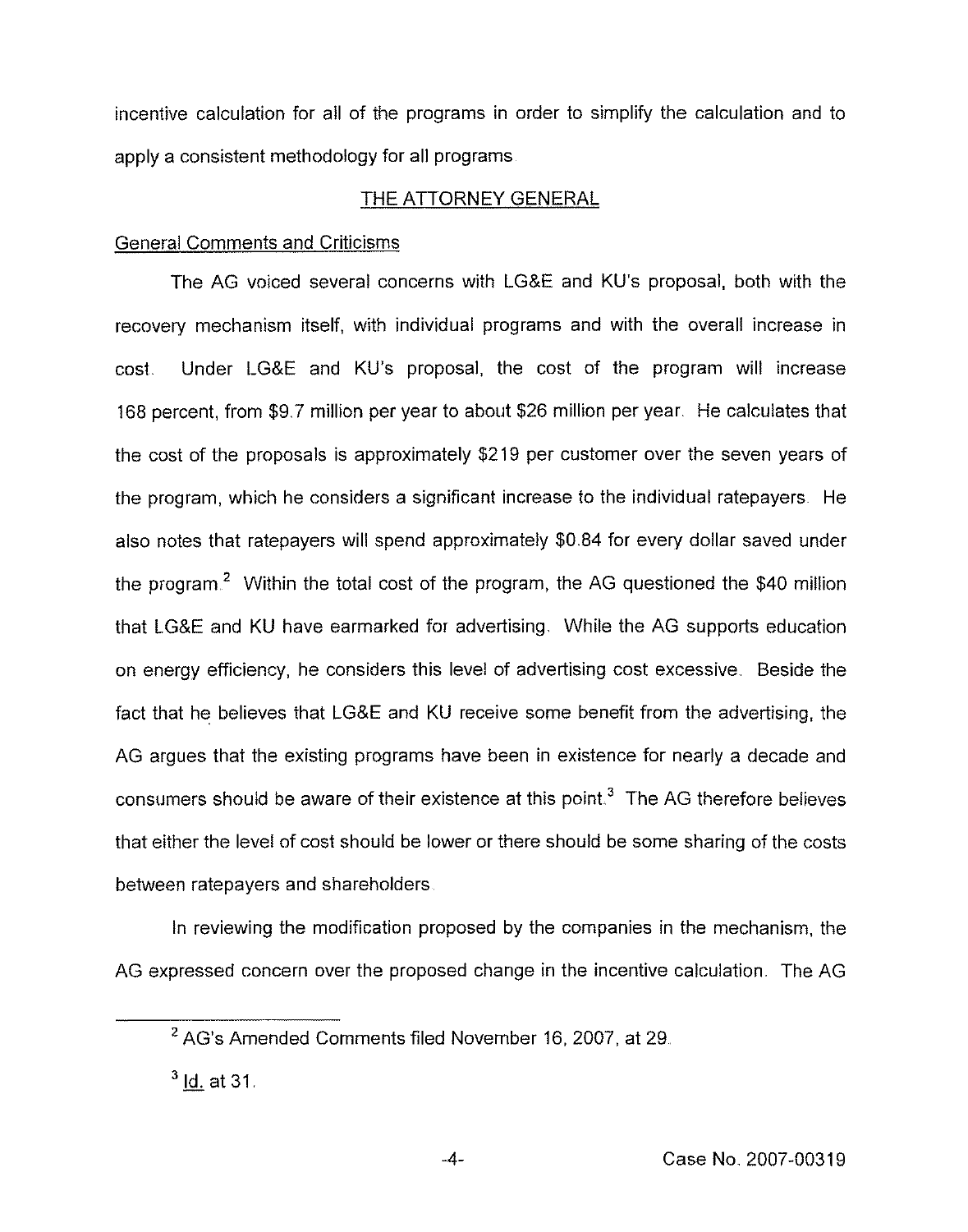incentive calculation for all of the programs in order to simplify the calculation and to apply a consistent methodology for all programs.

## THE ATTORNEY GENERAL

### General Comments and Criticisms

The AG voiced several concerns with LG&E and KU's proposal, both with the recovery mechanism itself, with individual programs and with the overall increase in cost. Under LG&E and KU's proposal, the cost of the program will increase 168 percent, from $9.7 million per year to about $26 million per year. He calculates that the cost of the proposals is approximately $219 per customer over the seven years of the program, which he considers a significant increase to the individual ratepayers. He also notes that ratepayers will spend approximately $0.84 for every dollar saved under the program.[2] Within the total cost of the program, the AG questioned the $40 million that LG&E and KU have earmarked for advertising. While the AG supports education on energy efficiency, he considers this level of advertising cost excessive. Beside the fact that he believes that LG&E and KU receive some benefit from the advertising, the AG argues that the existing programs have been in existence for nearly a decade and consumers should be aware of their existence at this point.[3] The AG therefore believes that either the level of cost should be lower or there should be some sharing of the costs between ratepayers and shareholders.

In reviewing the modification proposed by the companies in the mechanism, the AG expressed concern over the proposed change in the incentive calculation. The AG

---

[2] AG's Amended Comments filed November 16, 2007, at 29.

[3] Id. at 31.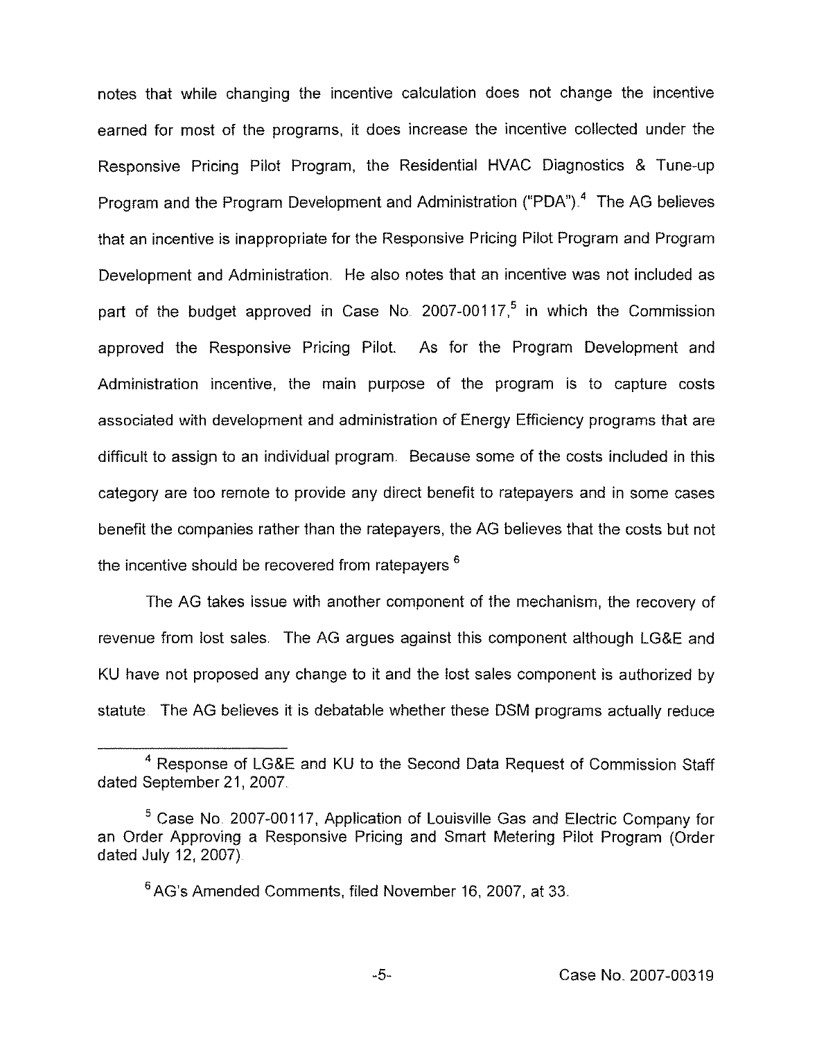notes that while changing the incentive calculation does not change the incentive earned for most of the programs, it does increase the incentive collected under the Responsive Pricing Pilot Program, the Residential HVAC Diagnostics & Tune-up Program and the Program Development and Administration ("PDA").[4] The AG believes that an incentive is inappropriate for the Responsive Pricing Pilot Program and Program Development and Administration. He also notes that an incentive was not included as part of the budget approved in Case No. 2007-00117,[5] in which the Commission approved the Responsive Pricing Pilot. As for the Program Development and Administration incentive, the main purpose of the program is to capture costs associated with development and administration of Energy Efficiency programs that are difficult to assign to an individual program. Because some of the costs included in this category are too remote to provide any direct benefit to ratepayers and in some cases benefit the companies rather than the ratepayers, the AG believes that the costs but not the incentive should be recovered from ratepayers.[6]

The AG takes issue with another component of the mechanism, the recovery of revenue from lost sales. The AG argues against this component although LG&E and KU have not proposed any change to it and the lost sales component is authorized by statute. The AG believes it is debatable whether these DSM programs actually reduce

---

[4] Response of LG&E and KU to the Second Data Request of Commission Staff dated September 21, 2007.

[5] Case No. 2007-00117, Application of Louisville Gas and Electric Company for an Order Approving a Responsive Pricing and Smart Metering Pilot Program (Order dated July 12, 2007).

[6] AG's Amended Comments, filed November 16, 2007, at 33.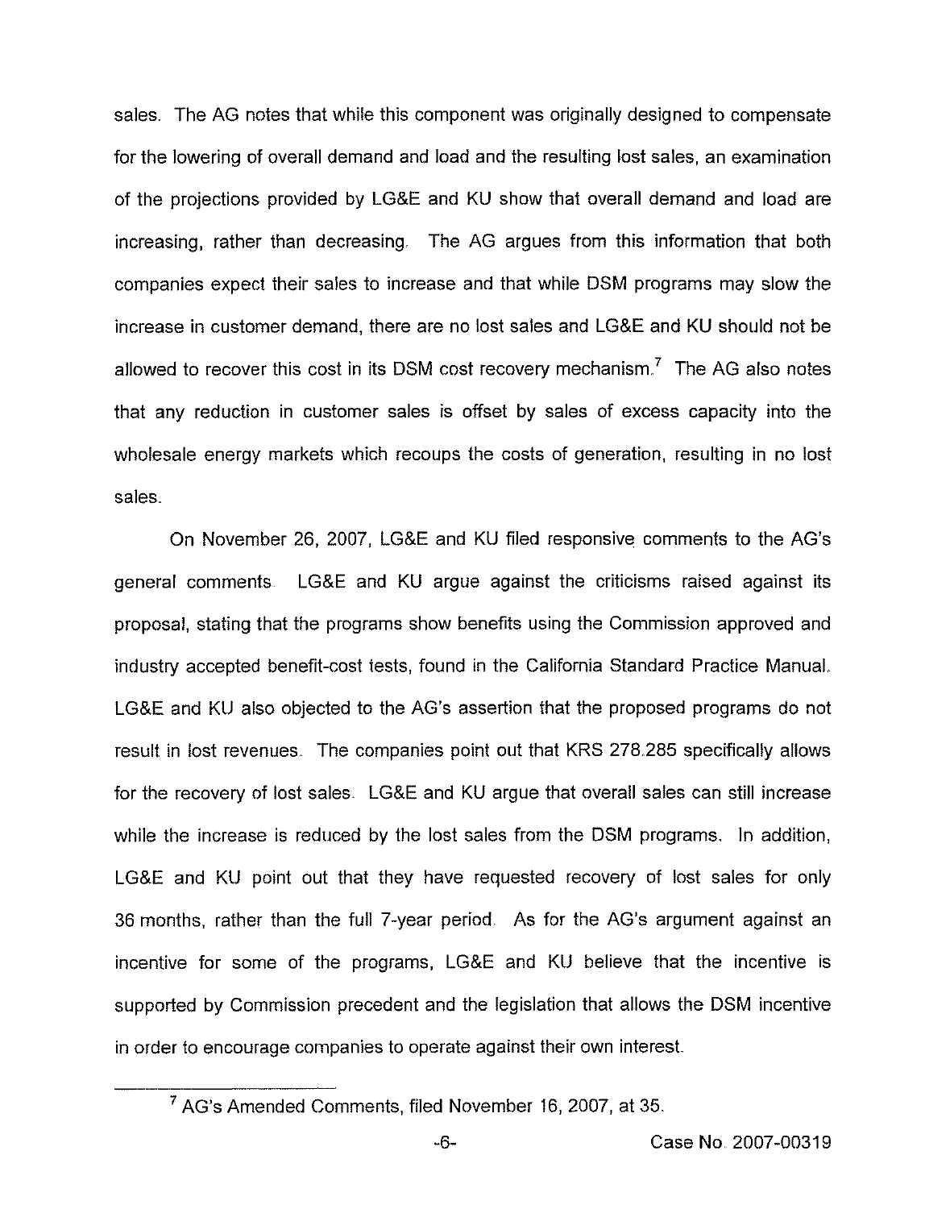sales. The AG notes that while this component was originally designed to compensate for the lowering of overall demand and load and the resulting lost sales, an examination of the projections provided by LG&E and KU show that overall demand and load are increasing, rather than decreasing. The AG argues from this information that both companies expect their sales to increase and that while DSM programs may slow the increase in customer demand, there are no lost sales and LG&E and KU should not be allowed to recover this cost in its DSM cost recovery mechanism.[7] The AG also notes that any reduction in customer sales is offset by sales of excess capacity into the wholesale energy markets which recoups the costs of generation, resulting in no lost sales.

On November 26, 2007, LG&E and KU filed responsive comments to the AG's general comments. LG&E and KU argue against the criticisms raised against its proposal, stating that the programs show benefits using the Commission approved and industry accepted benefit-cost tests, found in the California Standard Practice Manual. LG&E and KU also objected to the AG's assertion that the proposed programs do not result in lost revenues. The companies point out that KRS 278.285 specifically allows for the recovery of lost sales. LG&E and KU argue that overall sales can still increase while the increase is reduced by the lost sales from the DSM programs. In addition, LG&E and KU point out that they have requested recovery of lost sales for only 36 months, rather than the full 7-year period. As for the AG's argument against an incentive for some of the programs, LG&E and KU believe that the incentive is supported by Commission precedent and the legislation that allows the DSM incentive in order to encourage companies to operate against their own interest.

---

[7] AG's Amended Comments, filed November 16, 2007, at 35.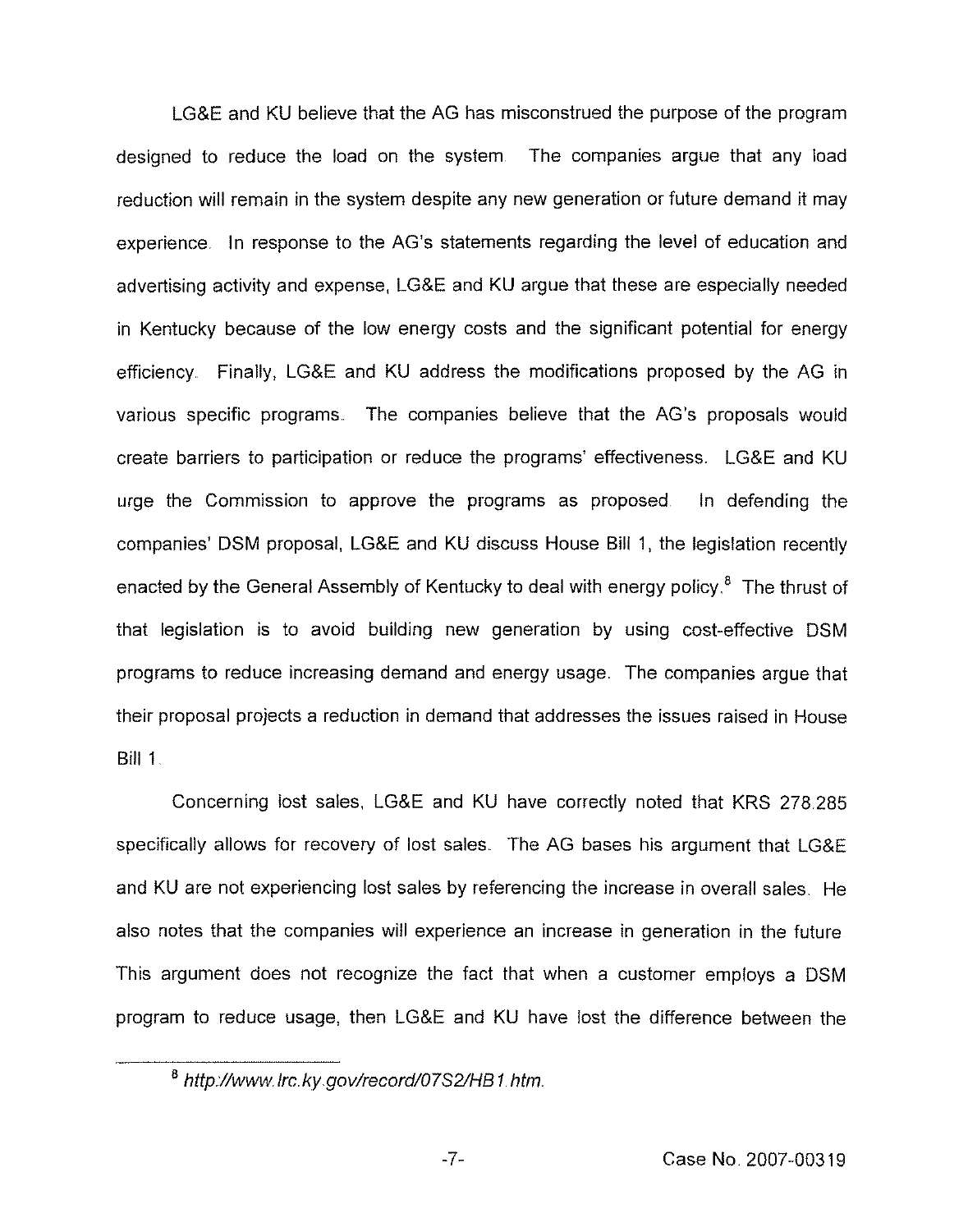LG&E and KU believe that the AG has misconstrued the purpose of the program designed to reduce the load on the system. The companies argue that any load reduction will remain in the system despite any new generation or future demand it may experience. In response to the AG's statements regarding the level of education and advertising activity and expense, LG&E and KU argue that these are especially needed in Kentucky because of the low energy costs and the significant potential for energy efficiency. Finally, LG&E and KU address the modifications proposed by the AG in various specific programs. The companies believe that the AG's proposals would create barriers to participation or reduce the programs' effectiveness. LG&E and KU urge the Commission to approve the programs as proposed. In defending the companies' DSM proposal, LG&E and KU discuss House Bill 1, the legislation recently enacted by the General Assembly of Kentucky to deal with energy policy.[8] The thrust of that legislation is to avoid building new generation by using cost-effective DSM programs to reduce increasing demand and energy usage. The companies argue that their proposal projects a reduction in demand that addresses the issues raised in House Bill 1.

Concerning lost sales, LG&E and KU have correctly noted that KRS 278.285 specifically allows for recovery of lost sales. The AG bases his argument that LG&E and KU are not experiencing lost sales by referencing the increase in overall sales. He also notes that the companies will experience an increase in generation in the future. This argument does not recognize the fact that when a customer employs a DSM program to reduce usage, then LG&E and KU have lost the difference between the

---

[8] *http://www.lrc.ky.gov/record/07S2/HB1.htm.*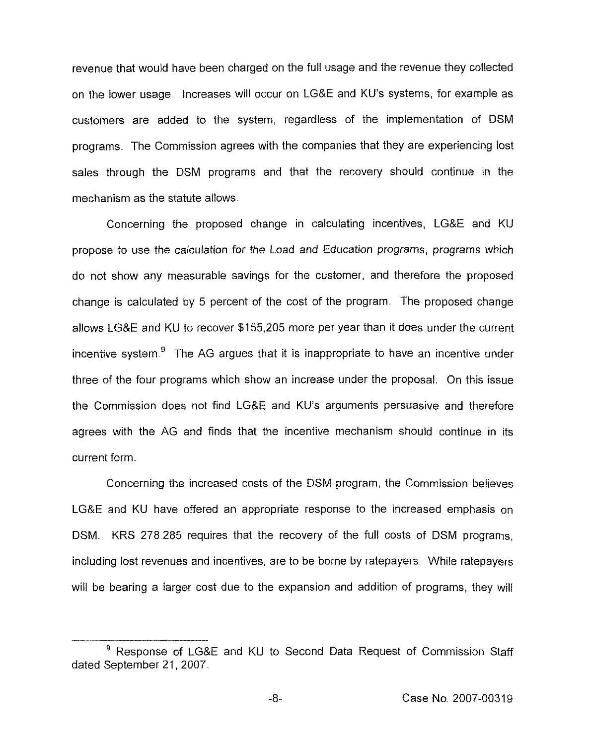revenue that would have been charged on the full usage and the revenue they collected on the lower usage. Increases will occur on LG&E and KU's systems, for example as customers are added to the system, regardless of the implementation of DSM programs. The Commission agrees with the companies that they are experiencing lost sales through the DSM programs and that the recovery should continue in the mechanism as the statute allows.

Concerning the proposed change in calculating incentives, LG&E and KU propose to use the calculation for the Load and Education programs, programs which do not show any measurable savings for the customer, and therefore the proposed change is calculated by 5 percent of the cost of the program. The proposed change allows LG&E and KU to recover $155,205 more per year than it does under the current incentive system.[9] The AG argues that it is inappropriate to have an incentive under three of the four programs which show an increase under the proposal. On this issue the Commission does not find LG&E and KU's arguments persuasive and therefore agrees with the AG and finds that the incentive mechanism should continue in its current form.

Concerning the increased costs of the DSM program, the Commission believes LG&E and KU have offered an appropriate response to the increased emphasis on DSM. KRS 278.285 requires that the recovery of the full costs of DSM programs, including lost revenues and incentives, are to be borne by ratepayers. While ratepayers will be bearing a larger cost due to the expansion and addition of programs, they will

[9] Response of LG&E and KU to Second Data Request of Commission Staff dated September 21, 2007.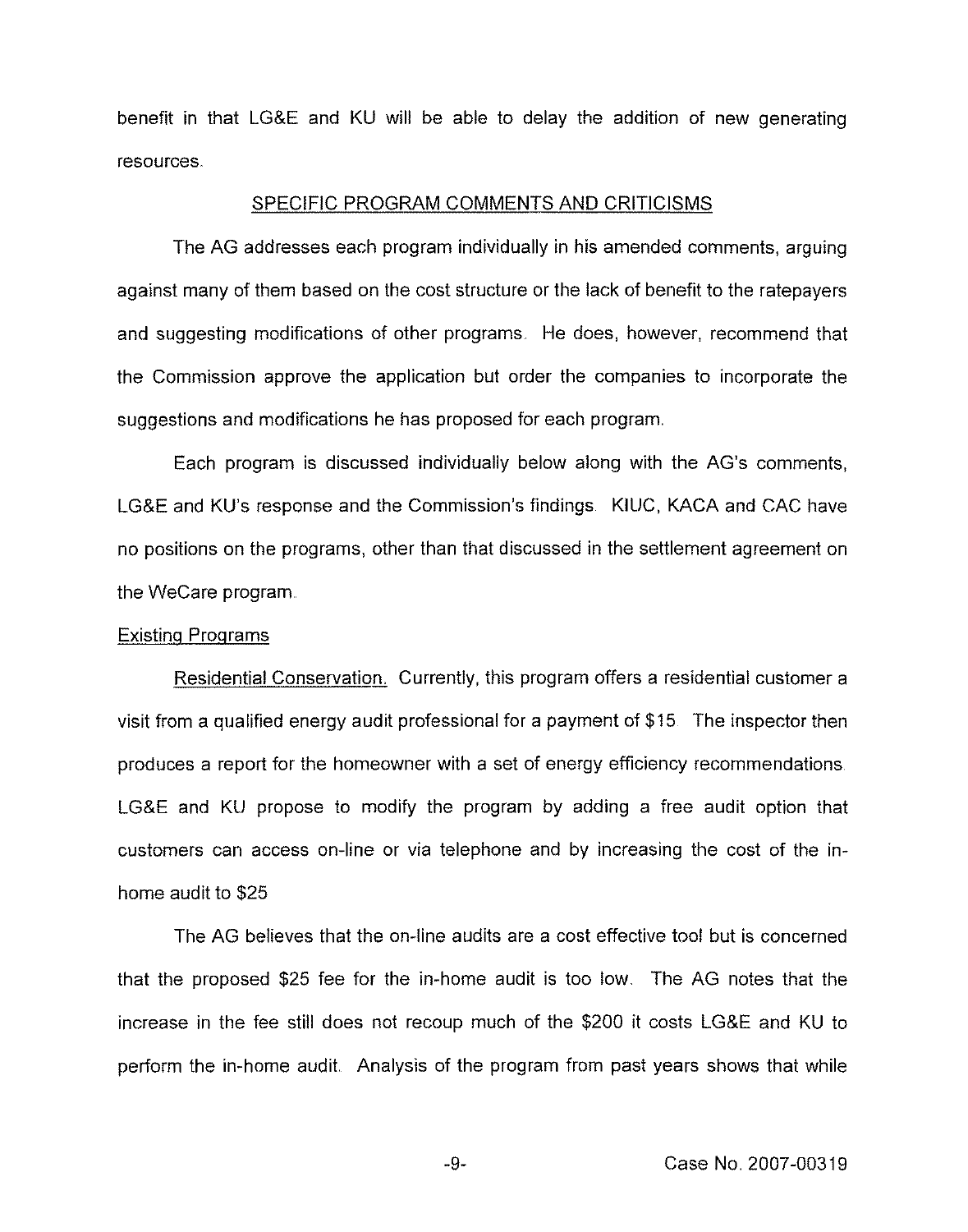benefit in that LG&E and KU will be able to delay the addition of new generating resources.

## SPECIFIC PROGRAM COMMENTS AND CRITICISMS

The AG addresses each program individually in his amended comments, arguing against many of them based on the cost structure or the lack of benefit to the ratepayers and suggesting modifications of other programs. He does, however, recommend that the Commission approve the application but order the companies to incorporate the suggestions and modifications he has proposed for each program.

Each program is discussed individually below along with the AG's comments, LG&E and KU's response and the Commission's findings. KIUC, KACA and CAC have no positions on the programs, other than that discussed in the settlement agreement on the WeCare program.

### Existing Programs

Residential Conservation. Currently, this program offers a residential customer a visit from a qualified energy audit professional for a payment of $15. The inspector then produces a report for the homeowner with a set of energy efficiency recommendations. LG&E and KU propose to modify the program by adding a free audit option that customers can access on-line or via telephone and by increasing the cost of the in-home audit to $25.

The AG believes that the on-line audits are a cost effective tool but is concerned that the proposed $25 fee for the in-home audit is too low. The AG notes that the increase in the fee still does not recoup much of the $200 it costs LG&E and KU to perform the in-home audit. Analysis of the program from past years shows that while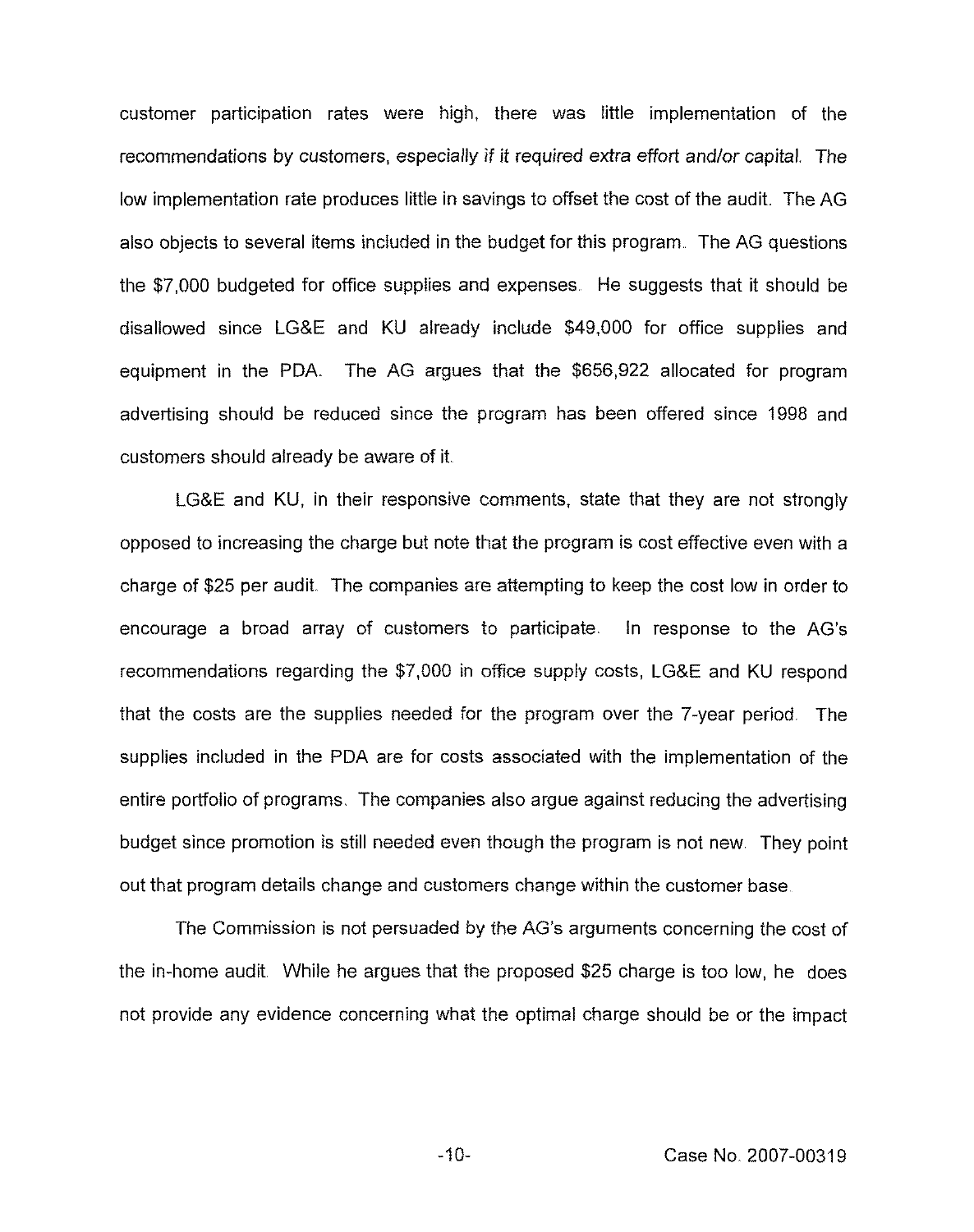customer participation rates were high, there was little implementation of the recommendations by customers, especially if it required extra effort and/or capital. The low implementation rate produces little in savings to offset the cost of the audit. The AG also objects to several items included in the budget for this program. The AG questions the $7,000 budgeted for office supplies and expenses. He suggests that it should be disallowed since LG&E and KU already include $49,000 for office supplies and equipment in the PDA. The AG argues that the $656,922 allocated for program advertising should be reduced since the program has been offered since 1998 and customers should already be aware of it.

LG&E and KU, in their responsive comments, state that they are not strongly opposed to increasing the charge but note that the program is cost effective even with a charge of $25 per audit. The companies are attempting to keep the cost low in order to encourage a broad array of customers to participate. In response to the AG's recommendations regarding the $7,000 in office supply costs, LG&E and KU respond that the costs are the supplies needed for the program over the 7-year period. The supplies included in the PDA are for costs associated with the implementation of the entire portfolio of programs. The companies also argue against reducing the advertising budget since promotion is still needed even though the program is not new. They point out that program details change and customers change within the customer base.

The Commission is not persuaded by the AG's arguments concerning the cost of the in-home audit. While he argues that the proposed $25 charge is too low, he does not provide any evidence concerning what the optimal charge should be or the impact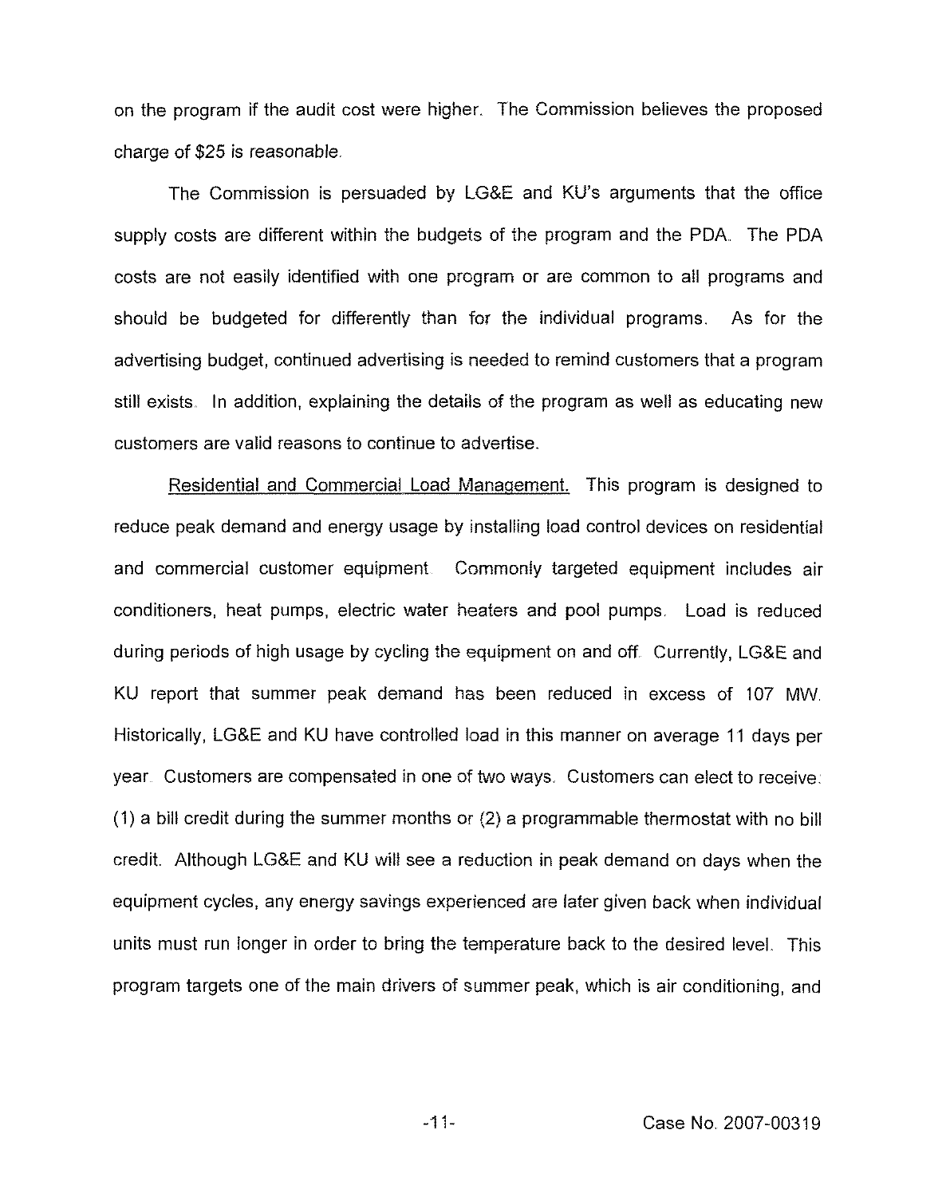on the program if the audit cost were higher. The Commission believes the proposed charge of $25 is reasonable.

The Commission is persuaded by LG&E and KU's arguments that the office supply costs are different within the budgets of the program and the PDA. The PDA costs are not easily identified with one program or are common to all programs and should be budgeted for differently than for the individual programs. As for the advertising budget, continued advertising is needed to remind customers that a program still exists. In addition, explaining the details of the program as well as educating new customers are valid reasons to continue to advertise.

Residential and Commercial Load Management. This program is designed to reduce peak demand and energy usage by installing load control devices on residential and commercial customer equipment. Commonly targeted equipment includes air conditioners, heat pumps, electric water heaters and pool pumps. Load is reduced during periods of high usage by cycling the equipment on and off. Currently, LG&E and KU report that summer peak demand has been reduced in excess of 107 MW. Historically, LG&E and KU have controlled load in this manner on average 11 days per year. Customers are compensated in one of two ways. Customers can elect to receive: (1) a bill credit during the summer months or (2) a programmable thermostat with no bill credit. Although LG&E and KU will see a reduction in peak demand on days when the equipment cycles, any energy savings experienced are later given back when individual units must run longer in order to bring the temperature back to the desired level. This program targets one of the main drivers of summer peak, which is air conditioning, and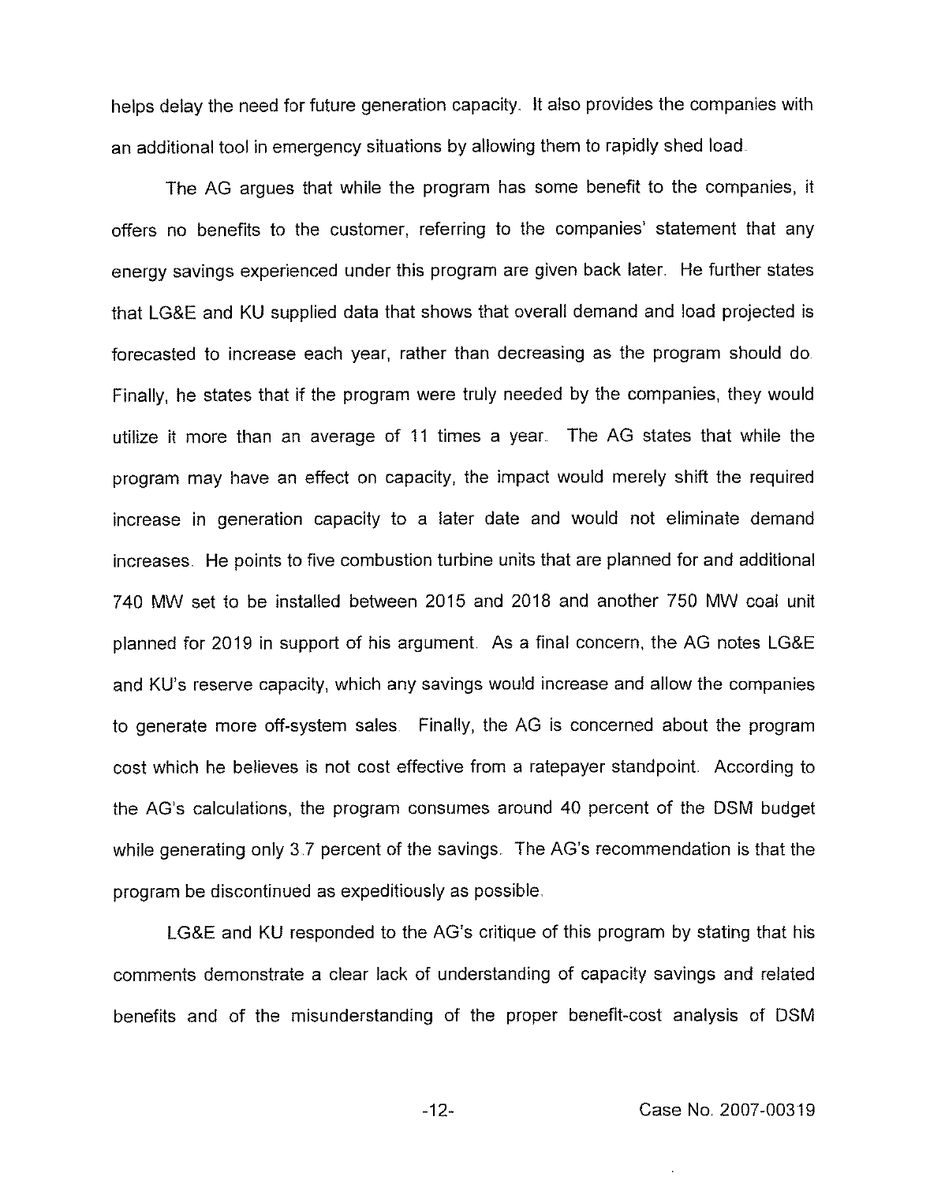helps delay the need for future generation capacity. It also provides the companies with an additional tool in emergency situations by allowing them to rapidly shed load.

The AG argues that while the program has some benefit to the companies, it offers no benefits to the customer, referring to the companies' statement that any energy savings experienced under this program are given back later. He further states that LG&E and KU supplied data that shows that overall demand and load projected is forecasted to increase each year, rather than decreasing as the program should do. Finally, he states that if the program were truly needed by the companies, they would utilize it more than an average of 11 times a year. The AG states that while the program may have an effect on capacity, the impact would merely shift the required increase in generation capacity to a later date and would not eliminate demand increases. He points to five combustion turbine units that are planned for and additional 740 MW set to be installed between 2015 and 2018 and another 750 MW coal unit planned for 2019 in support of his argument. As a final concern, the AG notes LG&E and KU's reserve capacity, which any savings would increase and allow the companies to generate more off-system sales. Finally, the AG is concerned about the program cost which he believes is not cost effective from a ratepayer standpoint. According to the AG's calculations, the program consumes around 40 percent of the DSM budget while generating only 3.7 percent of the savings. The AG's recommendation is that the program be discontinued as expeditiously as possible.

LG&E and KU responded to the AG's critique of this program by stating that his comments demonstrate a clear lack of understanding of capacity savings and related benefits and of the misunderstanding of the proper benefit-cost analysis of DSM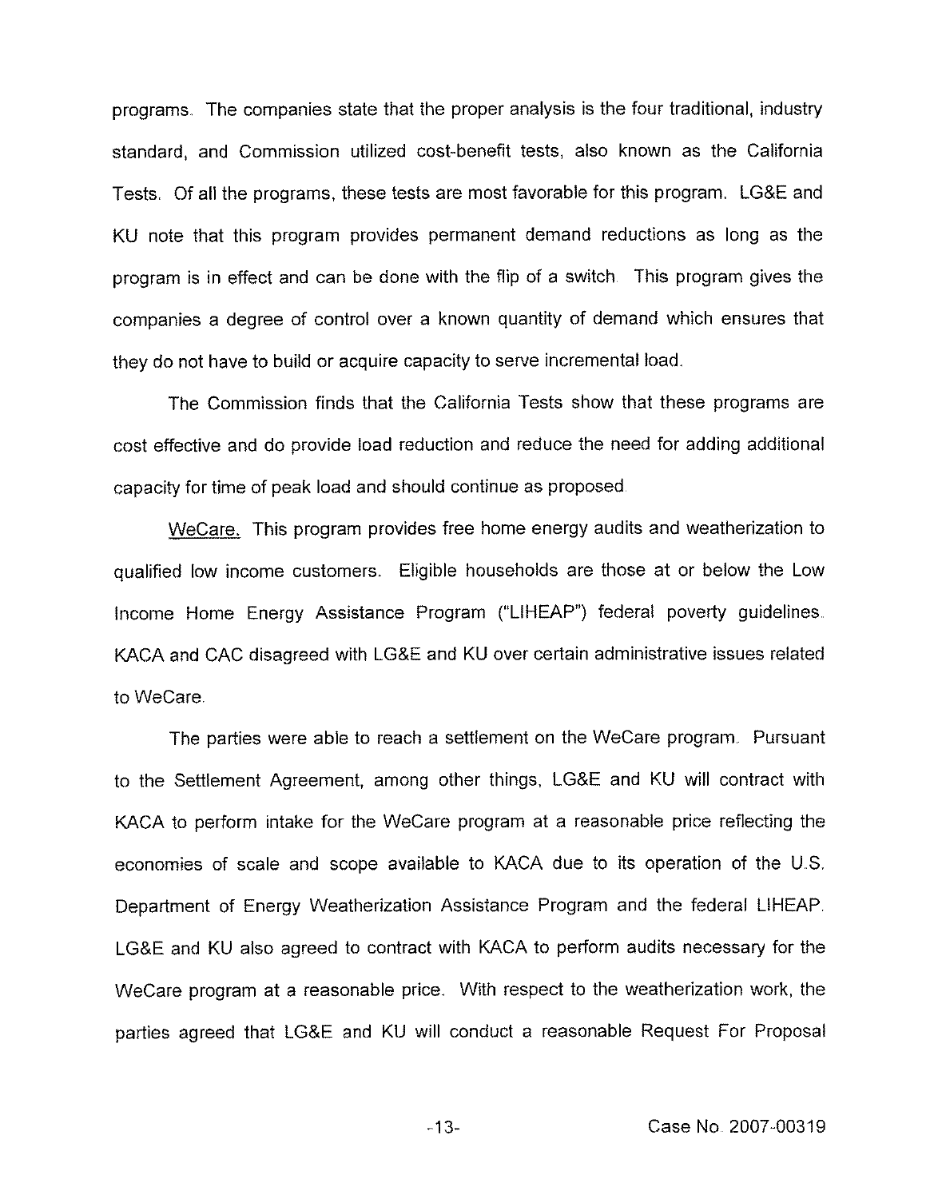programs. The companies state that the proper analysis is the four traditional, industry standard, and Commission utilized cost-benefit tests, also known as the California Tests. Of all the programs, these tests are most favorable for this program. LG&E and KU note that this program provides permanent demand reductions as long as the program is in effect and can be done with the flip of a switch. This program gives the companies a degree of control over a known quantity of demand which ensures that they do not have to build or acquire capacity to serve incremental load.

The Commission finds that the California Tests show that these programs are cost effective and do provide load reduction and reduce the need for adding additional capacity for time of peak load and should continue as proposed.

WeCare. This program provides free home energy audits and weatherization to qualified low income customers. Eligible households are those at or below the Low Income Home Energy Assistance Program ("LIHEAP") federal poverty guidelines. KACA and CAC disagreed with LG&E and KU over certain administrative issues related to WeCare.

The parties were able to reach a settlement on the WeCare program. Pursuant to the Settlement Agreement, among other things, LG&E and KU will contract with KACA to perform intake for the WeCare program at a reasonable price reflecting the economies of scale and scope available to KACA due to its operation of the U.S. Department of Energy Weatherization Assistance Program and the federal LIHEAP. LG&E and KU also agreed to contract with KACA to perform audits necessary for the WeCare program at a reasonable price. With respect to the weatherization work, the parties agreed that LG&E and KU will conduct a reasonable Request For Proposal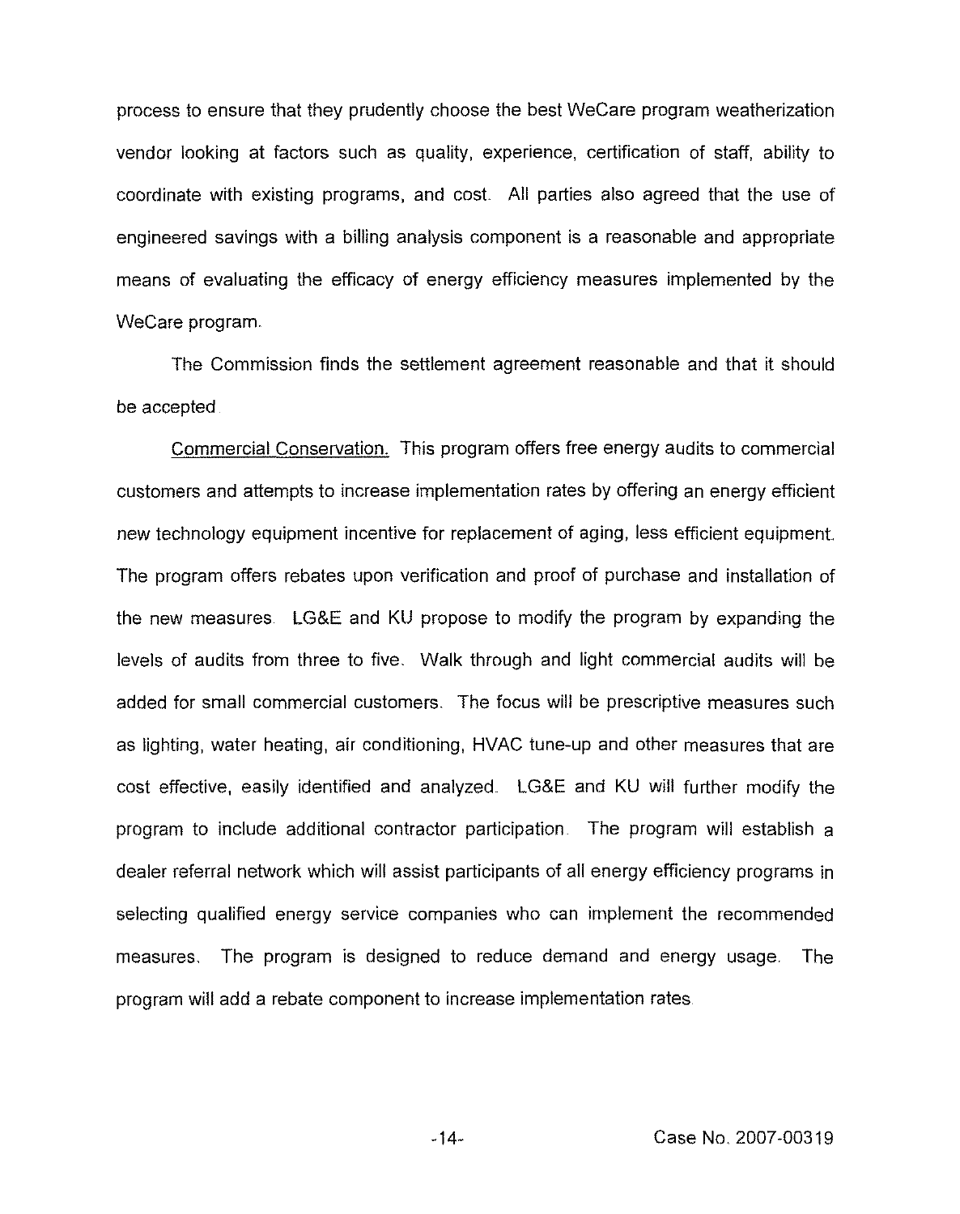process to ensure that they prudently choose the best WeCare program weatherization vendor looking at factors such as quality, experience, certification of staff, ability to coordinate with existing programs, and cost. All parties also agreed that the use of engineered savings with a billing analysis component is a reasonable and appropriate means of evaluating the efficacy of energy efficiency measures implemented by the WeCare program.

The Commission finds the settlement agreement reasonable and that it should be accepted.

Commercial Conservation. This program offers free energy audits to commercial customers and attempts to increase implementation rates by offering an energy efficient new technology equipment incentive for replacement of aging, less efficient equipment. The program offers rebates upon verification and proof of purchase and installation of the new measures. LG&E and KU propose to modify the program by expanding the levels of audits from three to five. Walk through and light commercial audits will be added for small commercial customers. The focus will be prescriptive measures such as lighting, water heating, air conditioning, HVAC tune-up and other measures that are cost effective, easily identified and analyzed. LG&E and KU will further modify the program to include additional contractor participation. The program will establish a dealer referral network which will assist participants of all energy efficiency programs in selecting qualified energy service companies who can implement the recommended measures. The program is designed to reduce demand and energy usage. The program will add a rebate component to increase implementation rates.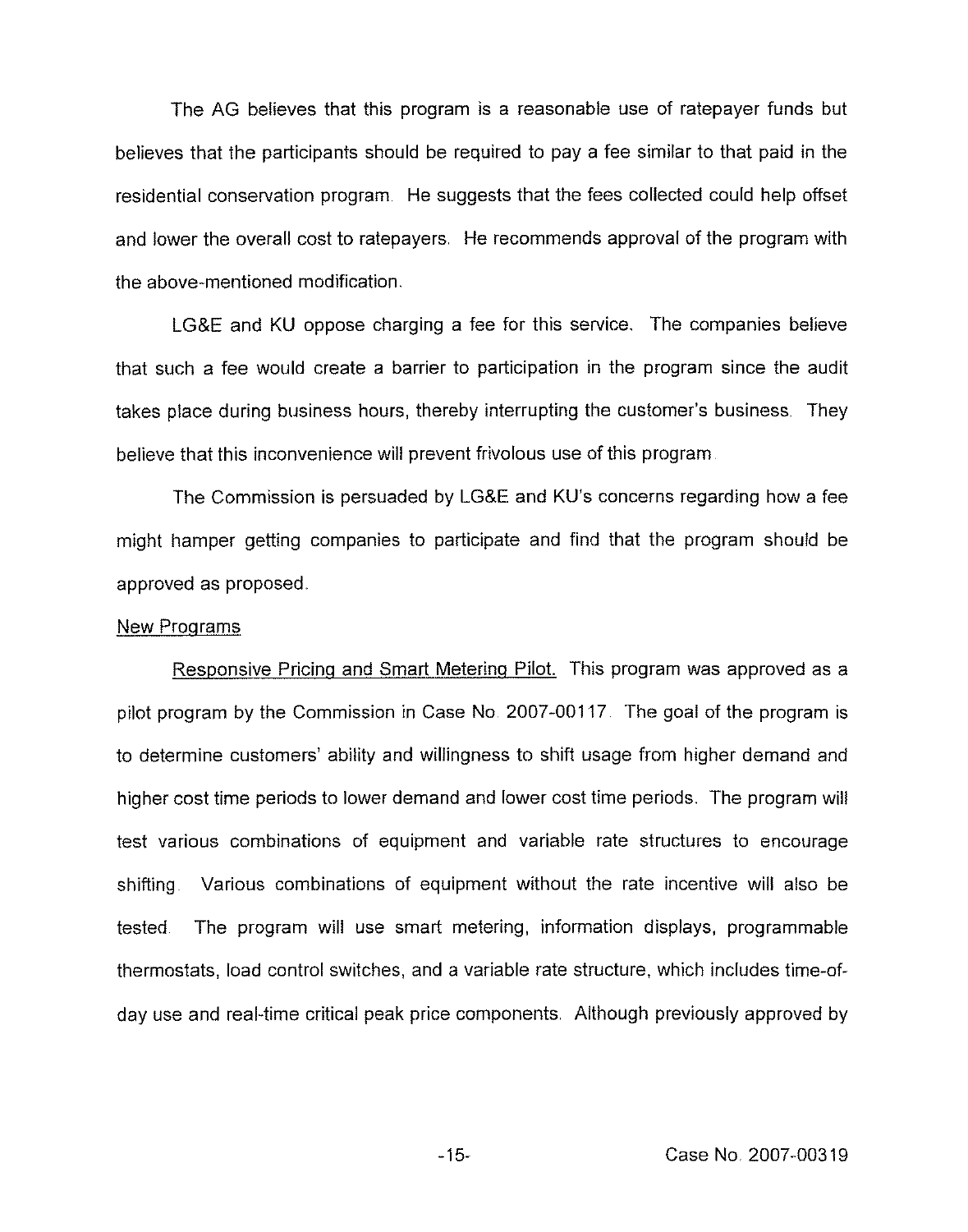The AG believes that this program is a reasonable use of ratepayer funds but believes that the participants should be required to pay a fee similar to that paid in the residential conservation program. He suggests that the fees collected could help offset and lower the overall cost to ratepayers. He recommends approval of the program with the above-mentioned modification.

LG&E and KU oppose charging a fee for this service. The companies believe that such a fee would create a barrier to participation in the program since the audit takes place during business hours, thereby interrupting the customer's business. They believe that this inconvenience will prevent frivolous use of this program.

The Commission is persuaded by LG&E and KU's concerns regarding how a fee might hamper getting companies to participate and find that the program should be approved as proposed.

<u>New Programs</u>

<u>Responsive Pricing and Smart Metering Pilot.</u> This program was approved as a pilot program by the Commission in Case No. 2007-00117. The goal of the program is to determine customers' ability and willingness to shift usage from higher demand and higher cost time periods to lower demand and lower cost time periods. The program will test various combinations of equipment and variable rate structures to encourage shifting. Various combinations of equipment without the rate incentive will also be tested. The program will use smart metering, information displays, programmable thermostats, load control switches, and a variable rate structure, which includes time-of-day use and real-time critical peak price components. Although previously approved by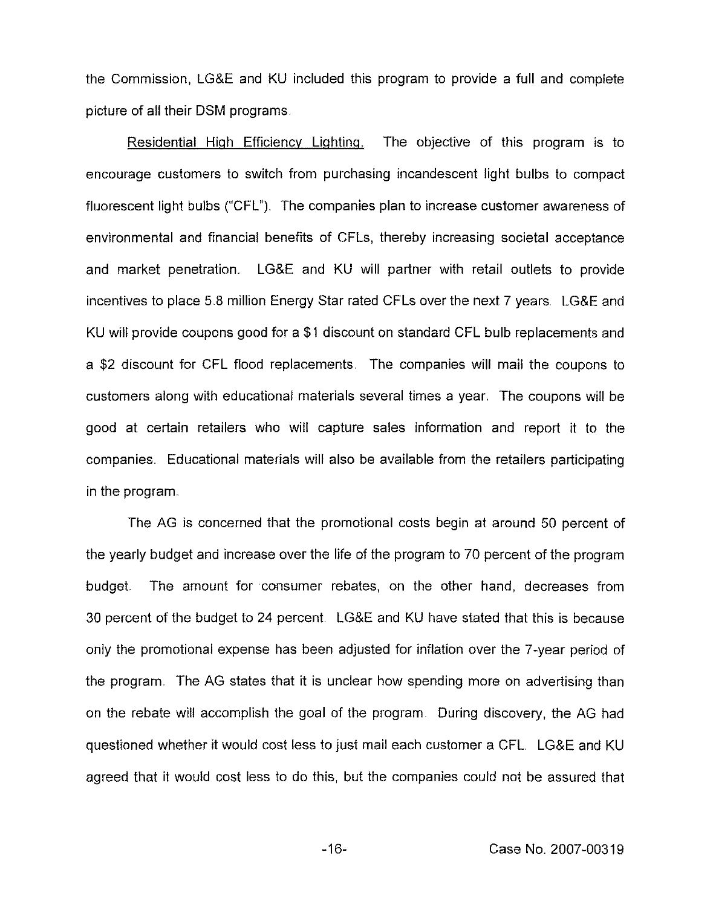the Commission, LG&E and KU included this program to provide a full and complete picture of all their DSM programs.

Residential High Efficiency Lighting. The objective of this program is to encourage customers to switch from purchasing incandescent light bulbs to compact fluorescent light bulbs ("CFL"). The companies plan to increase customer awareness of environmental and financial benefits of CFLs, thereby increasing societal acceptance and market penetration. LG&E and KU will partner with retail outlets to provide incentives to place 5.8 million Energy Star rated CFLs over the next 7 years. LG&E and KU will provide coupons good for a $1 discount on standard CFL bulb replacements and a $2 discount for CFL flood replacements. The companies will mail the coupons to customers along with educational materials several times a year. The coupons will be good at certain retailers who will capture sales information and report it to the companies. Educational materials will also be available from the retailers participating in the program.

The AG is concerned that the promotional costs begin at around 50 percent of the yearly budget and increase over the life of the program to 70 percent of the program budget. The amount for consumer rebates, on the other hand, decreases from 30 percent of the budget to 24 percent. LG&E and KU have stated that this is because only the promotional expense has been adjusted for inflation over the 7-year period of the program. The AG states that it is unclear how spending more on advertising than on the rebate will accomplish the goal of the program. During discovery, the AG had questioned whether it would cost less to just mail each customer a CFL. LG&E and KU agreed that it would cost less to do this, but the companies could not be assured that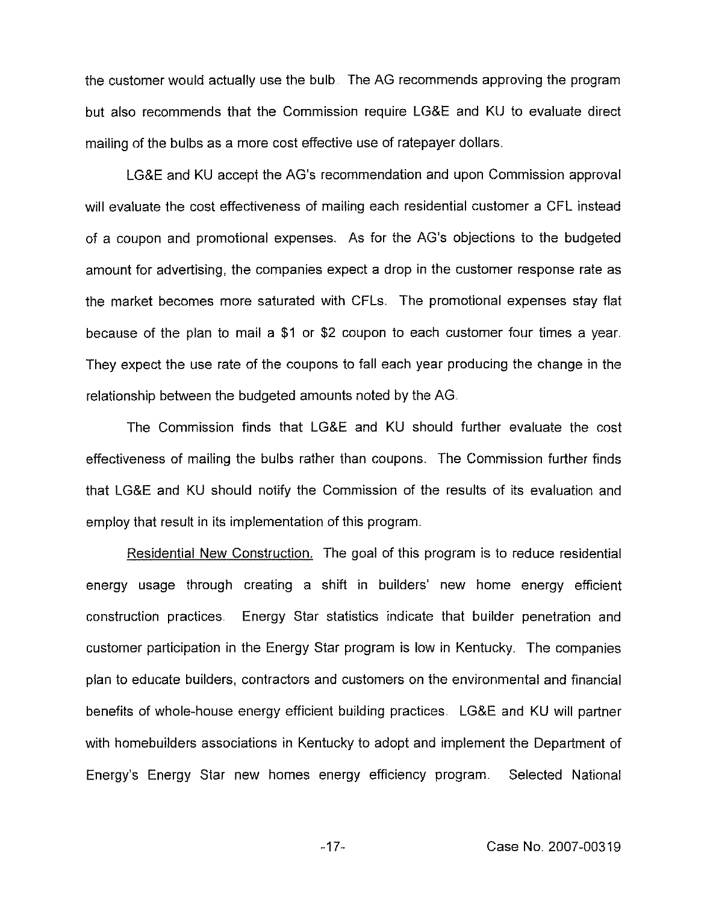the customer would actually use the bulb. The AG recommends approving the program but also recommends that the Commission require LG&E and KU to evaluate direct mailing of the bulbs as a more cost effective use of ratepayer dollars.

LG&E and KU accept the AG's recommendation and upon Commission approval will evaluate the cost effectiveness of mailing each residential customer a CFL instead of a coupon and promotional expenses. As for the AG's objections to the budgeted amount for advertising, the companies expect a drop in the customer response rate as the market becomes more saturated with CFLs. The promotional expenses stay flat because of the plan to mail a $1 or $2 coupon to each customer four times a year. They expect the use rate of the coupons to fall each year producing the change in the relationship between the budgeted amounts noted by the AG.

The Commission finds that LG&E and KU should further evaluate the cost effectiveness of mailing the bulbs rather than coupons. The Commission further finds that LG&E and KU should notify the Commission of the results of its evaluation and employ that result in its implementation of this program.

Residential New Construction. The goal of this program is to reduce residential energy usage through creating a shift in builders' new home energy efficient construction practices. Energy Star statistics indicate that builder penetration and customer participation in the Energy Star program is low in Kentucky. The companies plan to educate builders, contractors and customers on the environmental and financial benefits of whole-house energy efficient building practices. LG&E and KU will partner with homebuilders associations in Kentucky to adopt and implement the Department of Energy's Energy Star new homes energy efficiency program. Selected National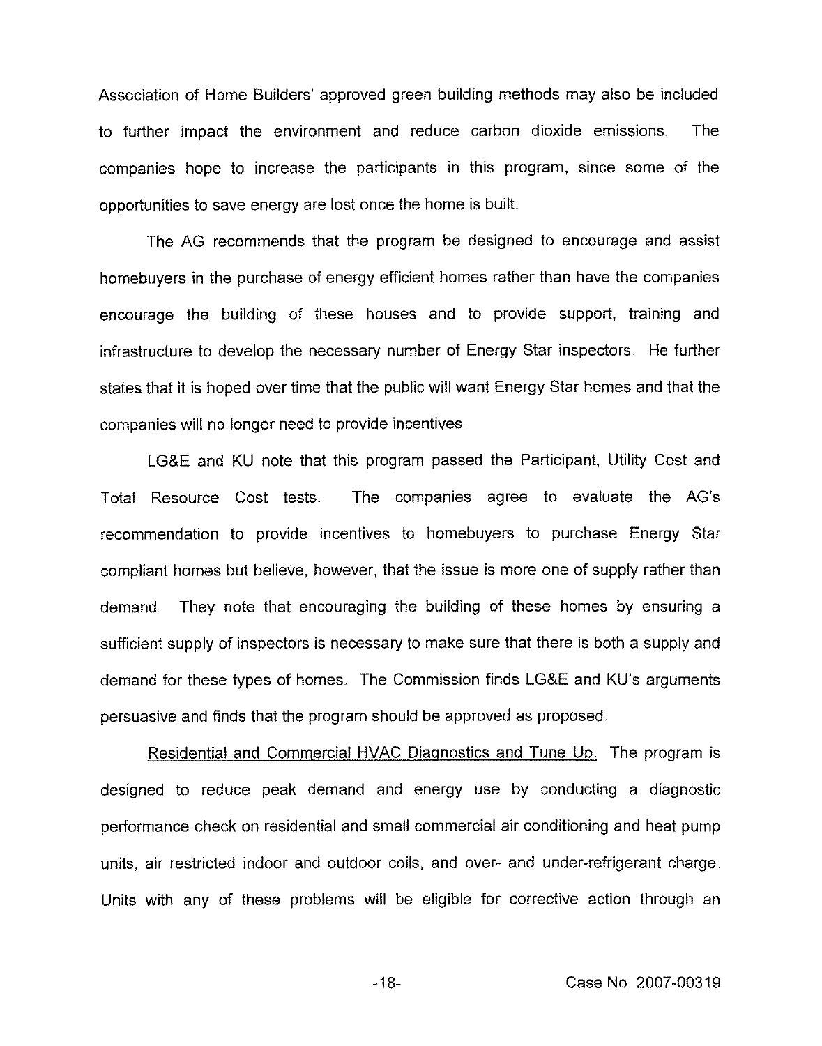Association of Home Builders' approved green building methods may also be included to further impact the environment and reduce carbon dioxide emissions. The companies hope to increase the participants in this program, since some of the opportunities to save energy are lost once the home is built.

The AG recommends that the program be designed to encourage and assist homebuyers in the purchase of energy efficient homes rather than have the companies encourage the building of these houses and to provide support, training and infrastructure to develop the necessary number of Energy Star inspectors. He further states that it is hoped over time that the public will want Energy Star homes and that the companies will no longer need to provide incentives.

LG&E and KU note that this program passed the Participant, Utility Cost and Total Resource Cost tests. The companies agree to evaluate the AG's recommendation to provide incentives to homebuyers to purchase Energy Star compliant homes but believe, however, that the issue is more one of supply rather than demand. They note that encouraging the building of these homes by ensuring a sufficient supply of inspectors is necessary to make sure that there is both a supply and demand for these types of homes. The Commission finds LG&E and KU's arguments persuasive and finds that the program should be approved as proposed.

Residential and Commercial HVAC Diagnostics and Tune Up. The program is designed to reduce peak demand and energy use by conducting a diagnostic performance check on residential and small commercial air conditioning and heat pump units, air restricted indoor and outdoor coils, and over- and under-refrigerant charge. Units with any of these problems will be eligible for corrective action through an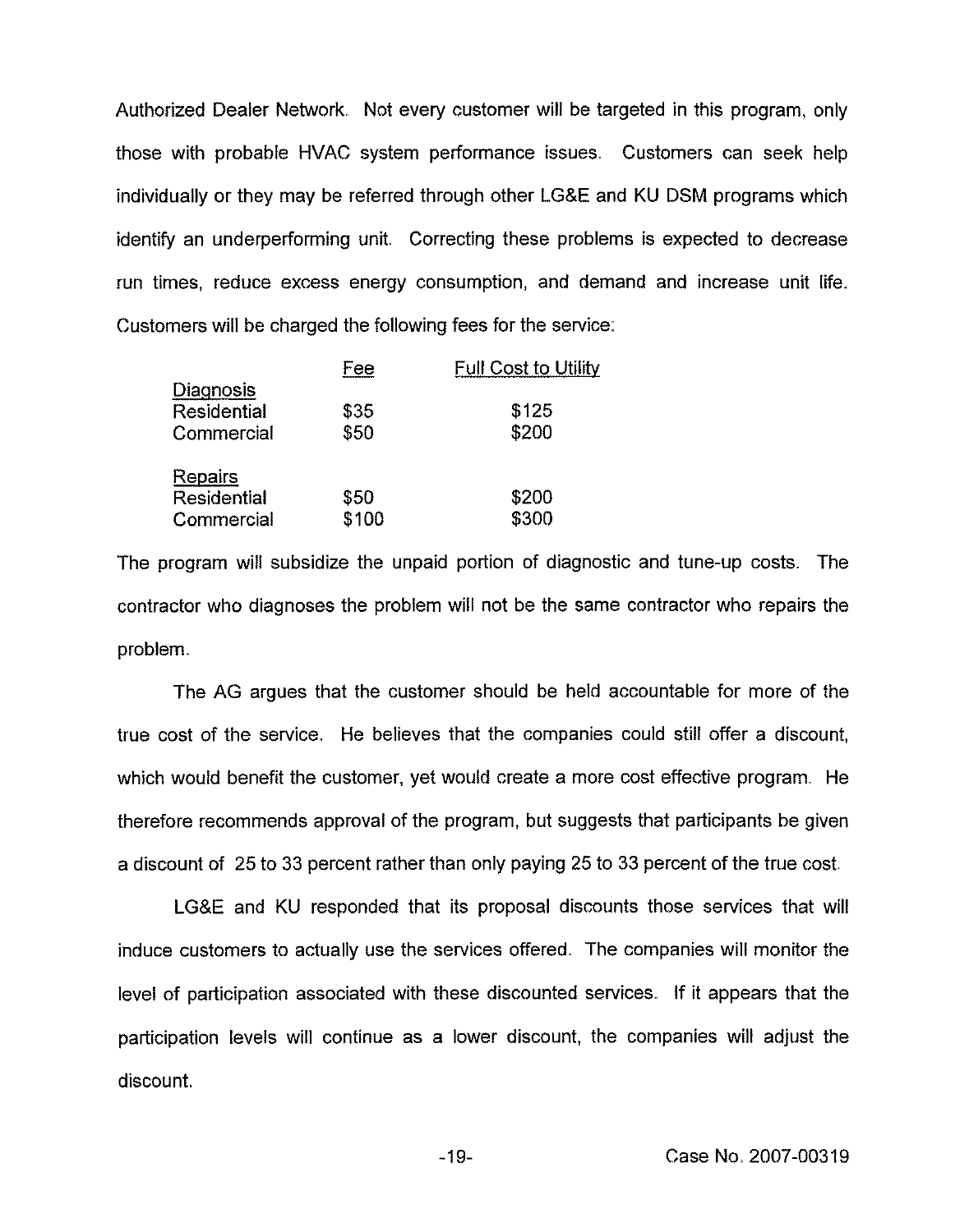Authorized Dealer Network. Not every customer will be targeted in this program, only those with probable HVAC system performance issues. Customers can seek help individually or they may be referred through other LG&E and KU DSM programs which identify an underperforming unit. Correcting these problems is expected to decrease run times, reduce excess energy consumption, and demand and increase unit life. Customers will be charged the following fees for the service:

| | Fee | Full Cost to Utility |
|---|---|---|
| Diagnosis | | |
| Residential | $35 | $125 |
| Commercial | $50 | $200 |
| Repairs | | |
| Residential | $50 | $200 |
| Commercial | $100 | $300 |

The program will subsidize the unpaid portion of diagnostic and tune-up costs. The contractor who diagnoses the problem will not be the same contractor who repairs the problem.

The AG argues that the customer should be held accountable for more of the true cost of the service. He believes that the companies could still offer a discount, which would benefit the customer, yet would create a more cost effective program. He therefore recommends approval of the program, but suggests that participants be given a discount of 25 to 33 percent rather than only paying 25 to 33 percent of the true cost.

LG&E and KU responded that its proposal discounts those services that will induce customers to actually use the services offered. The companies will monitor the level of participation associated with these discounted services. If it appears that the participation levels will continue as a lower discount, the companies will adjust the discount.

Case No. 2007-00319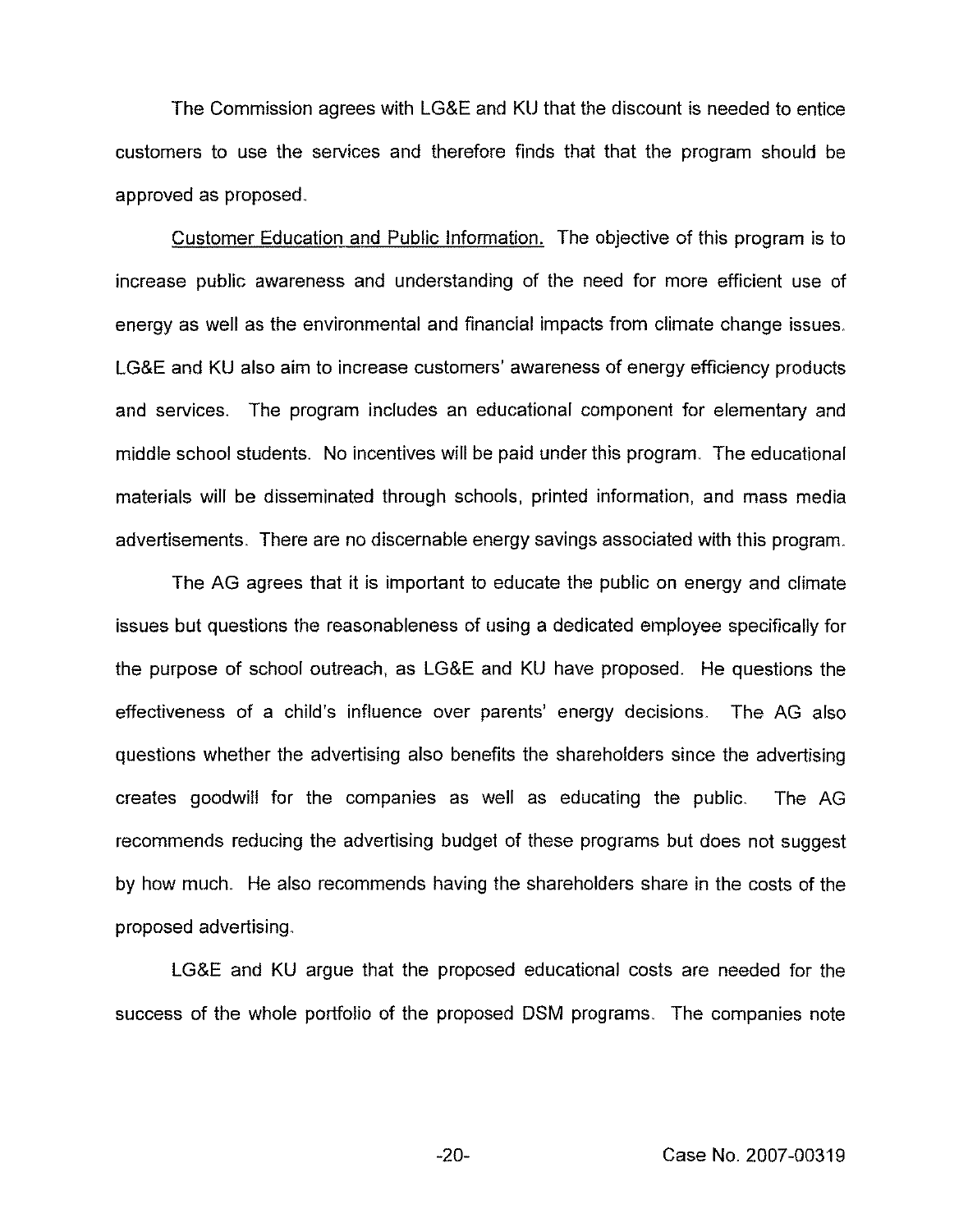The Commission agrees with LG&E and KU that the discount is needed to entice customers to use the services and therefore finds that that the program should be approved as proposed.

Customer Education and Public Information. The objective of this program is to increase public awareness and understanding of the need for more efficient use of energy as well as the environmental and financial impacts from climate change issues. LG&E and KU also aim to increase customers' awareness of energy efficiency products and services. The program includes an educational component for elementary and middle school students. No incentives will be paid under this program. The educational materials will be disseminated through schools, printed information, and mass media advertisements. There are no discernable energy savings associated with this program.

The AG agrees that it is important to educate the public on energy and climate issues but questions the reasonableness of using a dedicated employee specifically for the purpose of school outreach, as LG&E and KU have proposed. He questions the effectiveness of a child's influence over parents' energy decisions. The AG also questions whether the advertising also benefits the shareholders since the advertising creates goodwill for the companies as well as educating the public. The AG recommends reducing the advertising budget of these programs but does not suggest by how much. He also recommends having the shareholders share in the costs of the proposed advertising.

LG&E and KU argue that the proposed educational costs are needed for the success of the whole portfolio of the proposed DSM programs. The companies note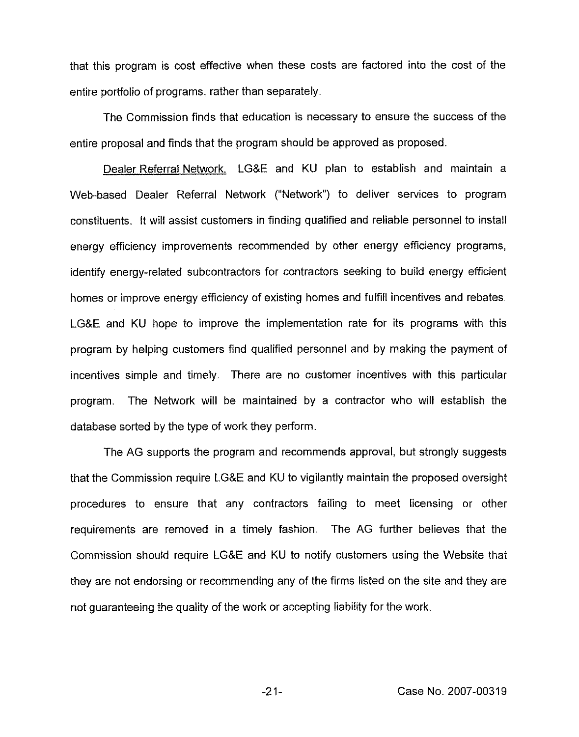that this program is cost effective when these costs are factored into the cost of the entire portfolio of programs, rather than separately.

The Commission finds that education is necessary to ensure the success of the entire proposal and finds that the program should be approved as proposed.

Dealer Referral Network. LG&E and KU plan to establish and maintain a Web-based Dealer Referral Network ("Network") to deliver services to program constituents. It will assist customers in finding qualified and reliable personnel to install energy efficiency improvements recommended by other energy efficiency programs, identify energy-related subcontractors for contractors seeking to build energy efficient homes or improve energy efficiency of existing homes and fulfill incentives and rebates. LG&E and KU hope to improve the implementation rate for its programs with this program by helping customers find qualified personnel and by making the payment of incentives simple and timely. There are no customer incentives with this particular program. The Network will be maintained by a contractor who will establish the database sorted by the type of work they perform.

The AG supports the program and recommends approval, but strongly suggests that the Commission require LG&E and KU to vigilantly maintain the proposed oversight procedures to ensure that any contractors failing to meet licensing or other requirements are removed in a timely fashion. The AG further believes that the Commission should require LG&E and KU to notify customers using the Website that they are not endorsing or recommending any of the firms listed on the site and they are not guaranteeing the quality of the work or accepting liability for the work.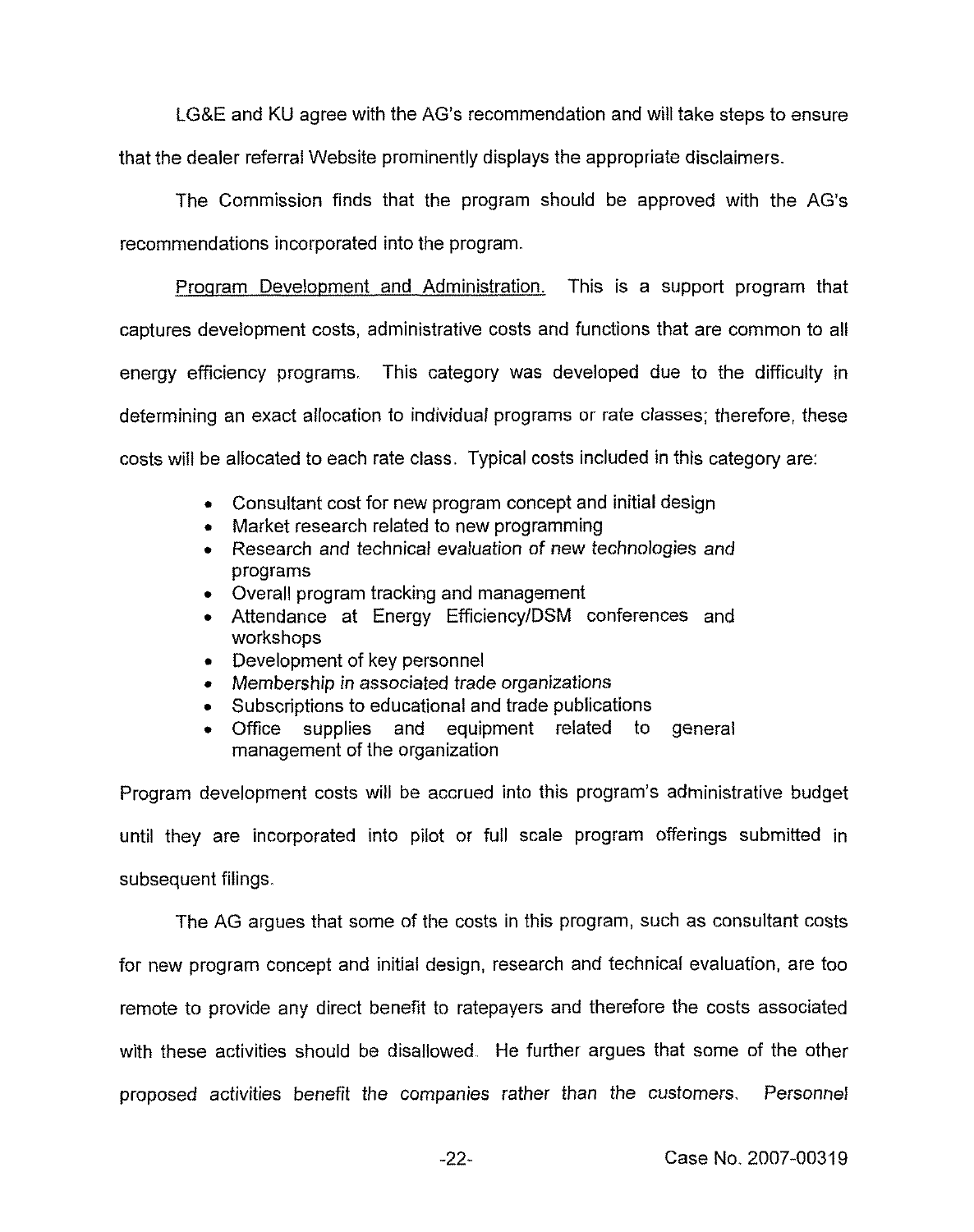LG&E and KU agree with the AG's recommendation and will take steps to ensure that the dealer referral Website prominently displays the appropriate disclaimers.

The Commission finds that the program should be approved with the AG's recommendations incorporated into the program.

Program Development and Administration. This is a support program that captures development costs, administrative costs and functions that are common to all energy efficiency programs. This category was developed due to the difficulty in determining an exact allocation to individual programs or rate classes; therefore, these costs will be allocated to each rate class. Typical costs included in this category are:

- Consultant cost for new program concept and initial design
- Market research related to new programming
- Research and technical evaluation of new technologies and programs
- Overall program tracking and management
- Attendance at Energy Efficiency/DSM conferences and workshops
- Development of key personnel
- Membership in associated trade organizations
- Subscriptions to educational and trade publications
- Office supplies and equipment related to general management of the organization

Program development costs will be accrued into this program's administrative budget until they are incorporated into pilot or full scale program offerings submitted in subsequent filings.

The AG argues that some of the costs in this program, such as consultant costs for new program concept and initial design, research and technical evaluation, are too remote to provide any direct benefit to ratepayers and therefore the costs associated with these activities should be disallowed. He further argues that some of the other proposed activities benefit the companies rather than the customers. Personnel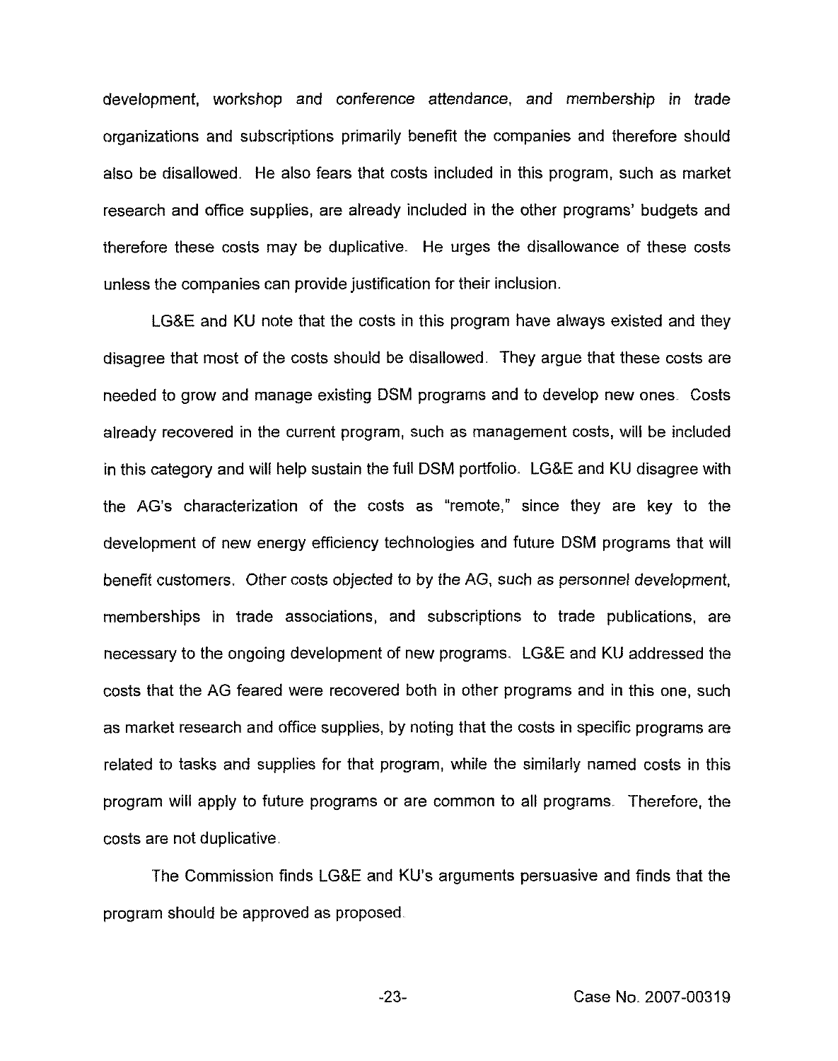development, workshop and conference attendance, and membership in trade organizations and subscriptions primarily benefit the companies and therefore should also be disallowed. He also fears that costs included in this program, such as market research and office supplies, are already included in the other programs' budgets and therefore these costs may be duplicative. He urges the disallowance of these costs unless the companies can provide justification for their inclusion.

LG&E and KU note that the costs in this program have always existed and they disagree that most of the costs should be disallowed. They argue that these costs are needed to grow and manage existing DSM programs and to develop new ones. Costs already recovered in the current program, such as management costs, will be included in this category and will help sustain the full DSM portfolio. LG&E and KU disagree with the AG's characterization of the costs as "remote," since they are key to the development of new energy efficiency technologies and future DSM programs that will benefit customers. Other costs objected to by the AG, such as personnel development, memberships in trade associations, and subscriptions to trade publications, are necessary to the ongoing development of new programs. LG&E and KU addressed the costs that the AG feared were recovered both in other programs and in this one, such as market research and office supplies, by noting that the costs in specific programs are related to tasks and supplies for that program, while the similarly named costs in this program will apply to future programs or are common to all programs. Therefore, the costs are not duplicative.

The Commission finds LG&E and KU's arguments persuasive and finds that the program should be approved as proposed.

Case No. 2007-00319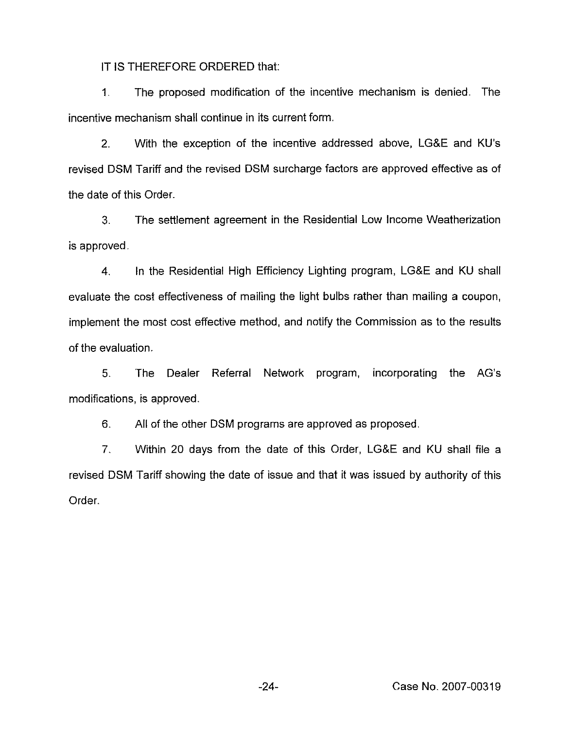IT IS THEREFORE ORDERED that:

1. The proposed modification of the incentive mechanism is denied. The incentive mechanism shall continue in its current form.

2. With the exception of the incentive addressed above, LG&E and KU's revised DSM Tariff and the revised DSM surcharge factors are approved effective as of the date of this Order.

3. The settlement agreement in the Residential Low Income Weatherization is approved.

4. In the Residential High Efficiency Lighting program, LG&E and KU shall evaluate the cost effectiveness of mailing the light bulbs rather than mailing a coupon, implement the most cost effective method, and notify the Commission as to the results of the evaluation.

5. The Dealer Referral Network program, incorporating the AG's modifications, is approved.

6. All of the other DSM programs are approved as proposed.

7. Within 20 days from the date of this Order, LG&E and KU shall file a revised DSM Tariff showing the date of issue and that it was issued by authority of this Order.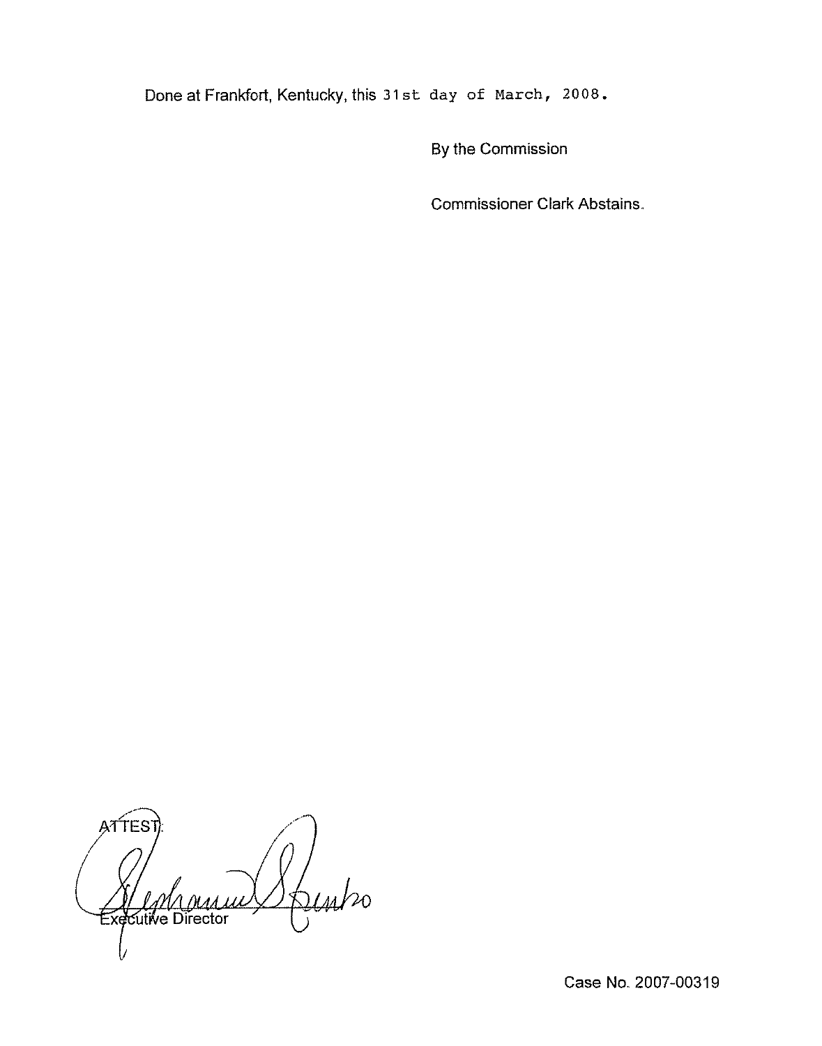Done at Frankfort, Kentucky, this 31st day of March, 2008.

By the Commission

Commissioner Clark Abstains.

ATTEST:

Executive Director

Case No. 2007-00319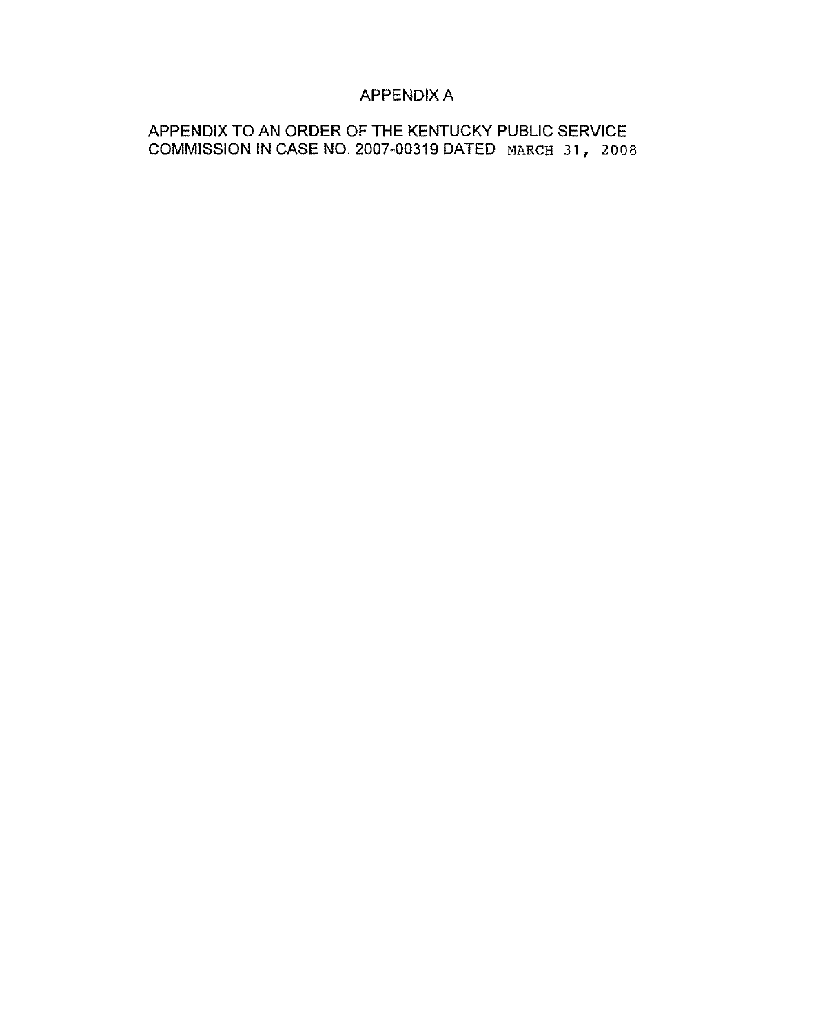# APPENDIX A

APPENDIX TO AN ORDER OF THE KENTUCKY PUBLIC SERVICE COMMISSION IN CASE NO. 2007-00319 DATED MARCH 31, 2008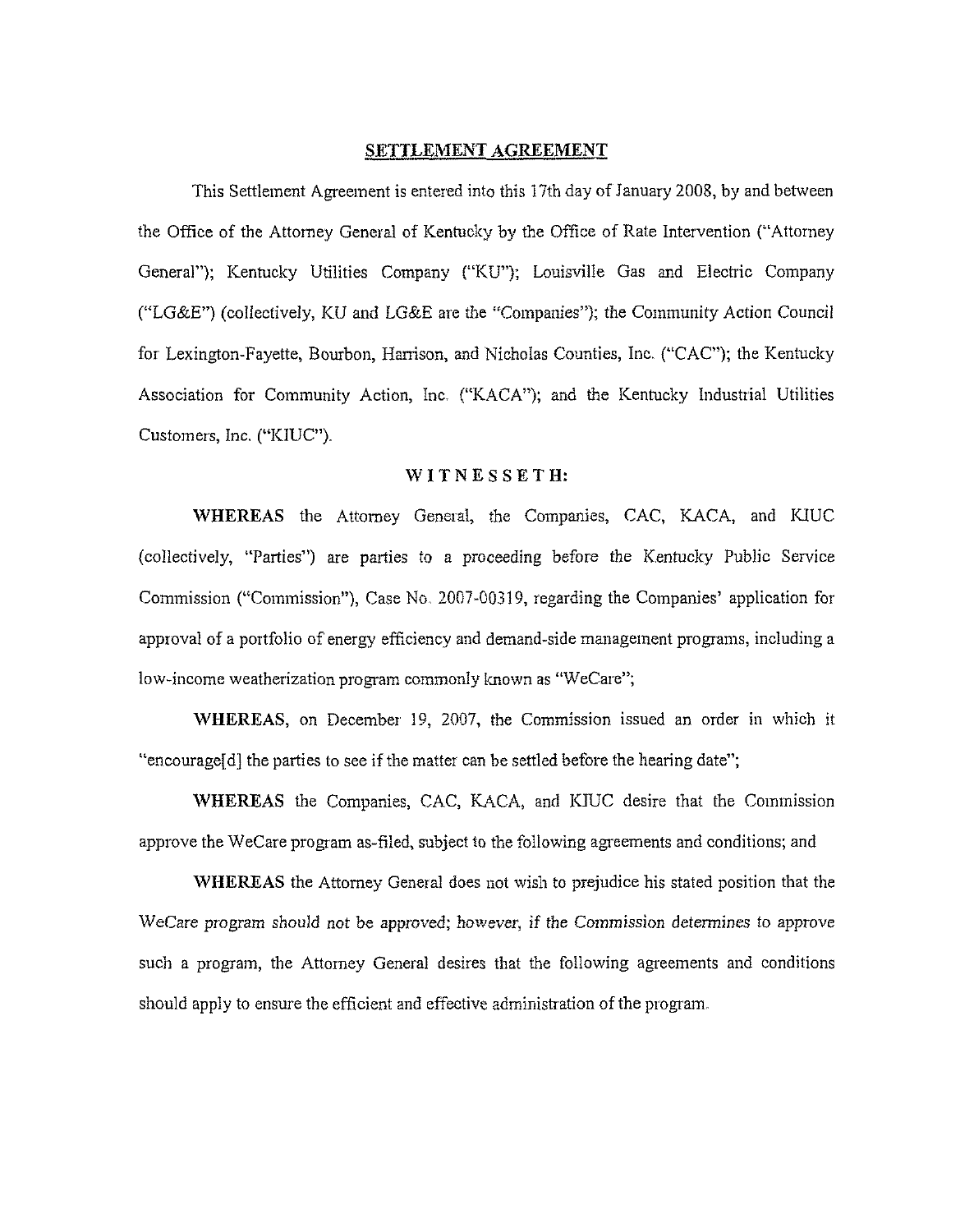**SETTLEMENT AGREEMENT**

This Settlement Agreement is entered into this 17th day of January 2008, by and between the Office of the Attorney General of Kentucky by the Office of Rate Intervention ("Attorney General"); Kentucky Utilities Company ("KU"); Louisville Gas and Electric Company ("LG&E") (collectively, KU and LG&E are the "Companies"); the Community Action Council for Lexington-Fayette, Bourbon, Harrison, and Nicholas Counties, Inc. ("CAC"); the Kentucky Association for Community Action, Inc. ("KACA"); and the Kentucky Industrial Utilities Customers, Inc. ("KIUC").

**WITNESSETH:**

**WHEREAS** the Attorney General, the Companies, CAC, KACA, and KIUC (collectively, "Parties") are parties to a proceeding before the Kentucky Public Service Commission ("Commission"), Case No. 2007-00319, regarding the Companies' application for approval of a portfolio of energy efficiency and demand-side management programs, including a low-income weatherization program commonly known as "WeCare";

**WHEREAS**, on December 19, 2007, the Commission issued an order in which it "encourage[d] the parties to see if the matter can be settled before the hearing date";

**WHEREAS** the Companies, CAC, KACA, and KIUC desire that the Commission approve the WeCare program as-filed, subject to the following agreements and conditions; and

**WHEREAS** the Attorney General does not wish to prejudice his stated position that the WeCare program should not be approved; however, if the Commission determines to approve such a program, the Attorney General desires that the following agreements and conditions should apply to ensure the efficient and effective administration of the program.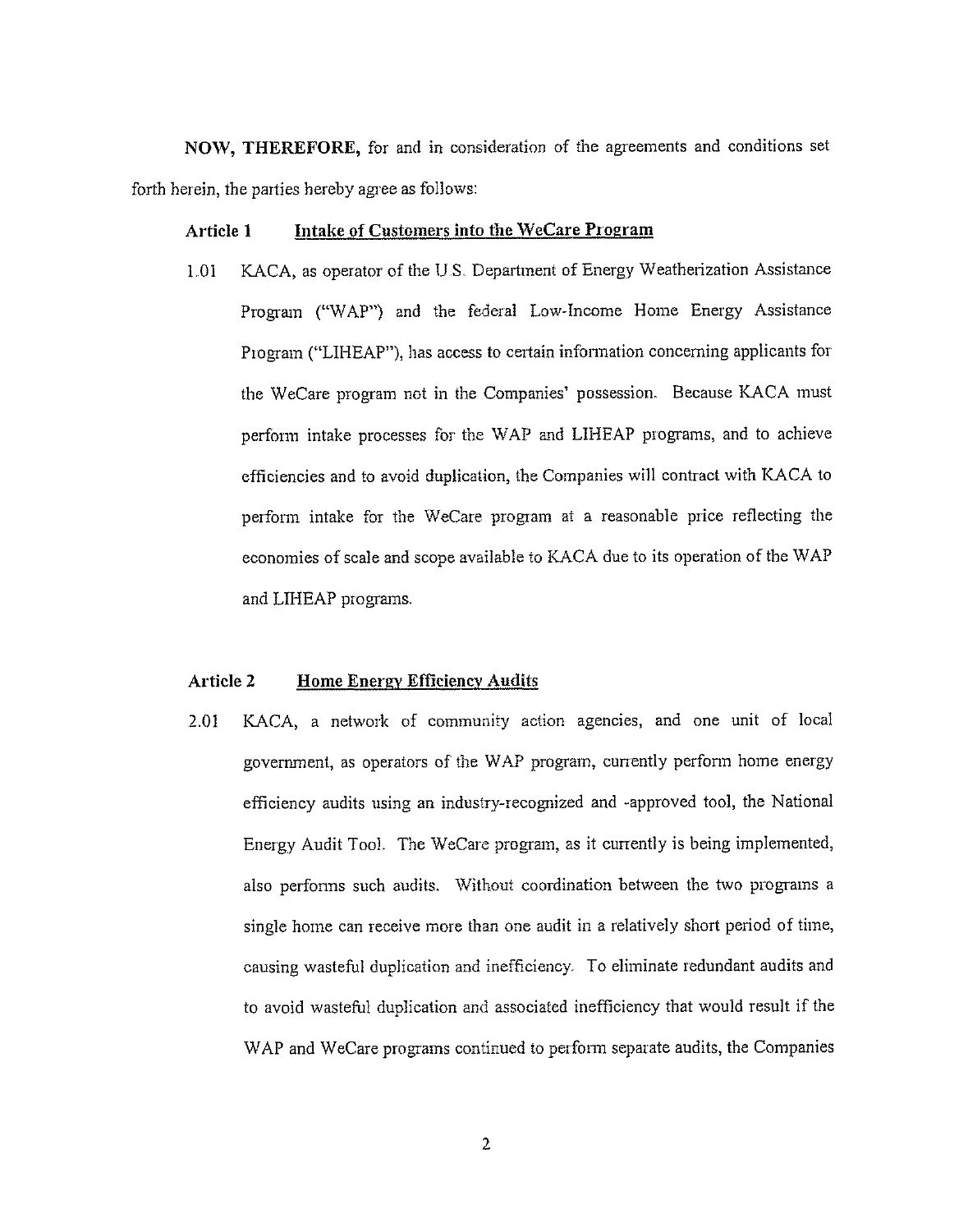**NOW, THEREFORE,** for and in consideration of the agreements and conditions set forth herein, the parties hereby agree as follows:

**Article 1 <u>Intake of Customers into the WeCare Program</u>**

1.01 KACA, as operator of the U.S. Department of Energy Weatherization Assistance Program ("WAP") and the federal Low-Income Home Energy Assistance Program ("LIHEAP"), has access to certain information concerning applicants for the WeCare program not in the Companies' possession. Because KACA must perform intake processes for the WAP and LIHEAP programs, and to achieve efficiencies and to avoid duplication, the Companies will contract with KACA to perform intake for the WeCare program at a reasonable price reflecting the economies of scale and scope available to KACA due to its operation of the WAP and LIHEAP programs.

**Article 2 <u>Home Energy Efficiency Audits</u>**

2.01 KACA, a network of community action agencies, and one unit of local government, as operators of the WAP program, currently perform home energy efficiency audits using an industry-recognized and -approved tool, the National Energy Audit Tool. The WeCare program, as it currently is being implemented, also performs such audits. Without coordination between the two programs a single home can receive more than one audit in a relatively short period of time, causing wasteful duplication and inefficiency. To eliminate redundant audits and to avoid wasteful duplication and associated inefficiency that would result if the WAP and WeCare programs continued to perform separate audits, the Companies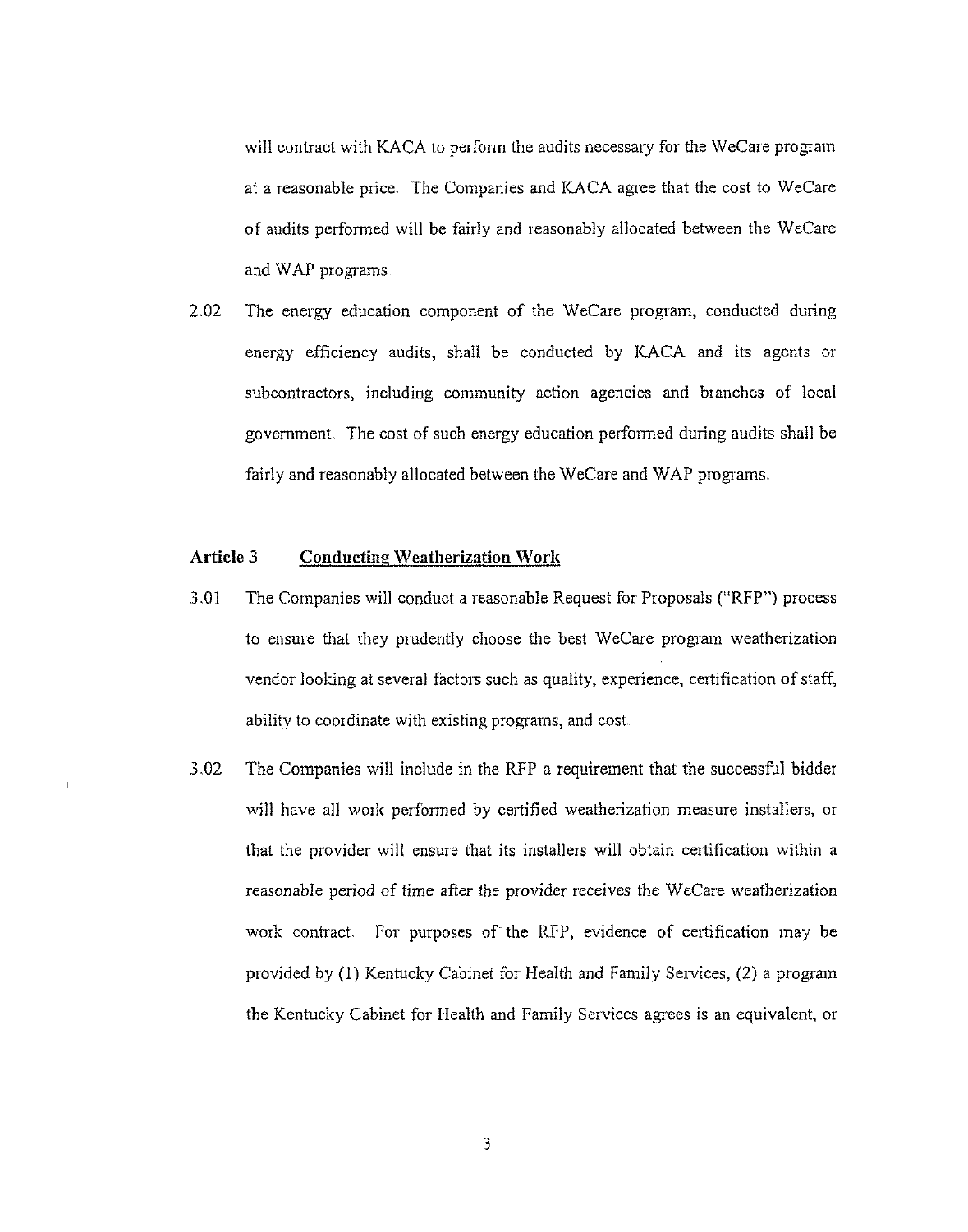will contract with KACA to perform the audits necessary for the WeCare program at a reasonable price. The Companies and KACA agree that the cost to WeCare of audits performed will be fairly and reasonably allocated between the WeCare and WAP programs.

2.02 The energy education component of the WeCare program, conducted during energy efficiency audits, shall be conducted by KACA and its agents or subcontractors, including community action agencies and branches of local government. The cost of such energy education performed during audits shall be fairly and reasonably allocated between the WeCare and WAP programs.

**Article 3 Conducting Weatherization Work**

3.01 The Companies will conduct a reasonable Request for Proposals ("RFP") process to ensure that they prudently choose the best WeCare program weatherization vendor looking at several factors such as quality, experience, certification of staff, ability to coordinate with existing programs, and cost.

3.02 The Companies will include in the RFP a requirement that the successful bidder will have all work performed by certified weatherization measure installers, or that the provider will ensure that its installers will obtain certification within a reasonable period of time after the provider receives the WeCare weatherization work contract. For purposes of the RFP, evidence of certification may be provided by (1) Kentucky Cabinet for Health and Family Services, (2) a program the Kentucky Cabinet for Health and Family Services agrees is an equivalent, or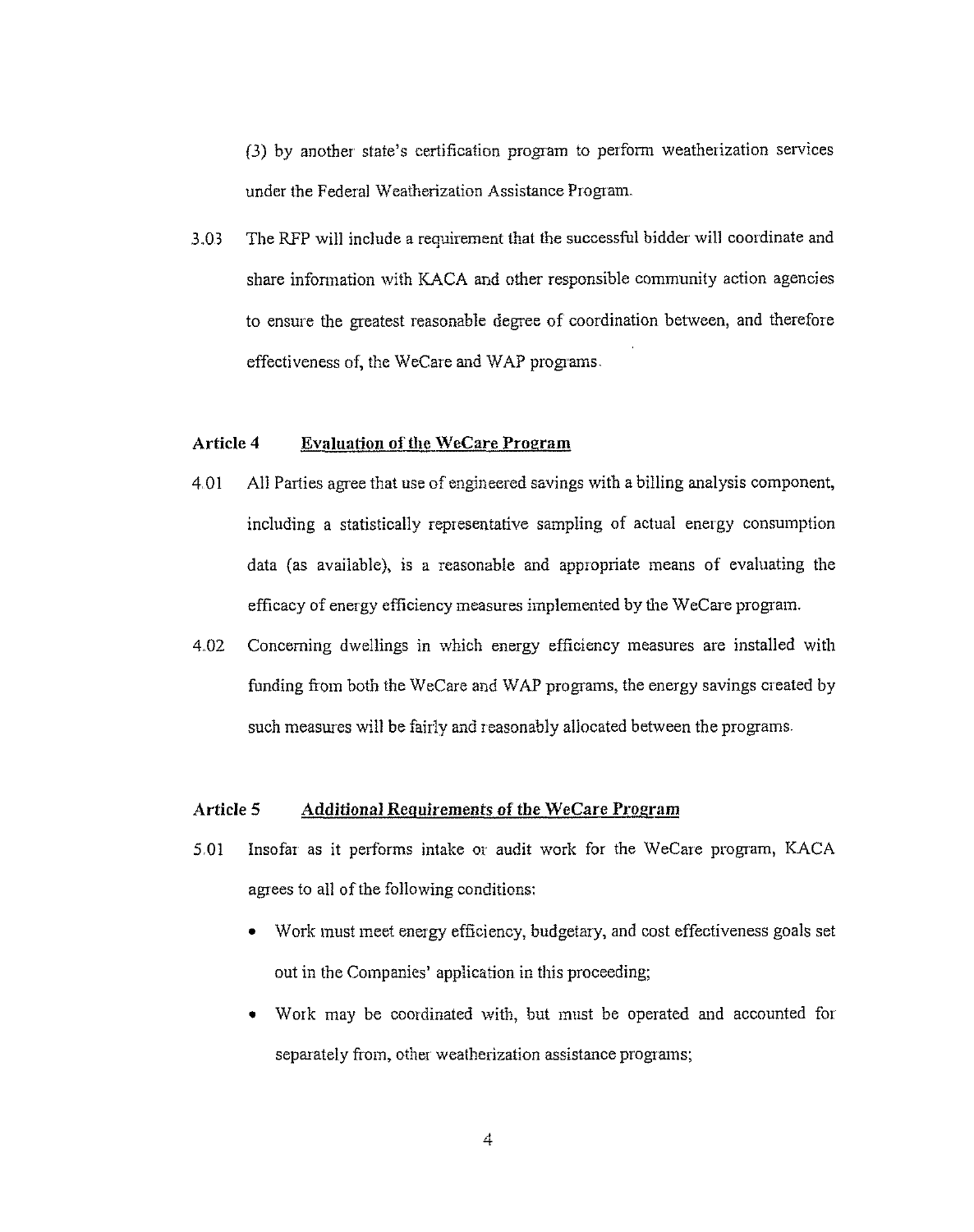(3) by another state's certification program to perform weatherization services under the Federal Weatherization Assistance Program.

3.03 The RFP will include a requirement that the successful bidder will coordinate and share information with KACA and other responsible community action agencies to ensure the greatest reasonable degree of coordination between, and therefore effectiveness of, the WeCare and WAP programs.

## Article 4 Evaluation of the WeCare Program

4.01 All Parties agree that use of engineered savings with a billing analysis component, including a statistically representative sampling of actual energy consumption data (as available), is a reasonable and appropriate means of evaluating the efficacy of energy efficiency measures implemented by the WeCare program.

4.02 Concerning dwellings in which energy efficiency measures are installed with funding from both the WeCare and WAP programs, the energy savings created by such measures will be fairly and reasonably allocated between the programs.

## Article 5 Additional Requirements of the WeCare Program

5.01 Insofar as it performs intake or audit work for the WeCare program, KACA agrees to all of the following conditions:

- Work must meet energy efficiency, budgetary, and cost effectiveness goals set out in the Companies' application in this proceeding;
- Work may be coordinated with, but must be operated and accounted for separately from, other weatherization assistance programs;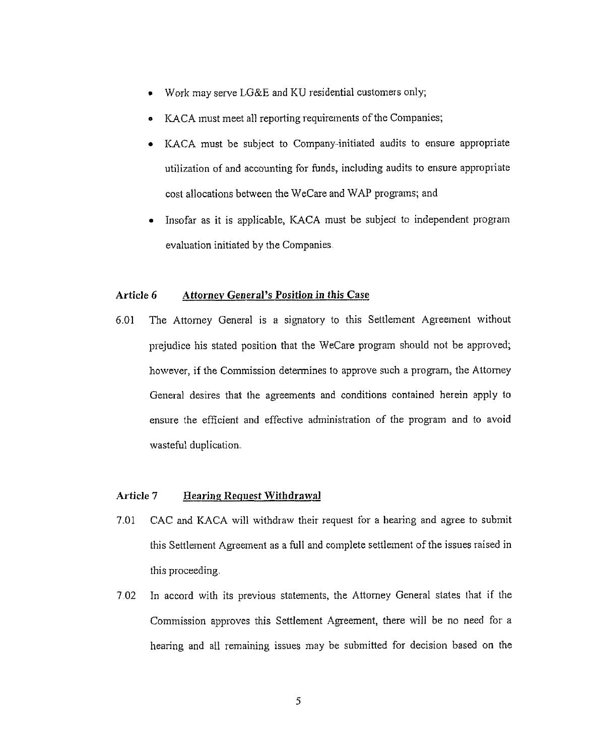- Work may serve LG&E and KU residential customers only;
- KACA must meet all reporting requirements of the Companies;
- KACA must be subject to Company-initiated audits to ensure appropriate utilization of and accounting for funds, including audits to ensure appropriate cost allocations between the WeCare and WAP programs; and
- Insofar as it is applicable, KACA must be subject to independent program evaluation initiated by the Companies.

**Article 6 Attorney General's Position in this Case**

6.01 The Attorney General is a signatory to this Settlement Agreement without prejudice his stated position that the WeCare program should not be approved; however, if the Commission determines to approve such a program, the Attorney General desires that the agreements and conditions contained herein apply to ensure the efficient and effective administration of the program and to avoid wasteful duplication.

**Article 7 Hearing Request Withdrawal**

7.01 CAC and KACA will withdraw their request for a hearing and agree to submit this Settlement Agreement as a full and complete settlement of the issues raised in this proceeding.

7.02 In accord with its previous statements, the Attorney General states that if the Commission approves this Settlement Agreement, there will be no need for a hearing and all remaining issues may be submitted for decision based on the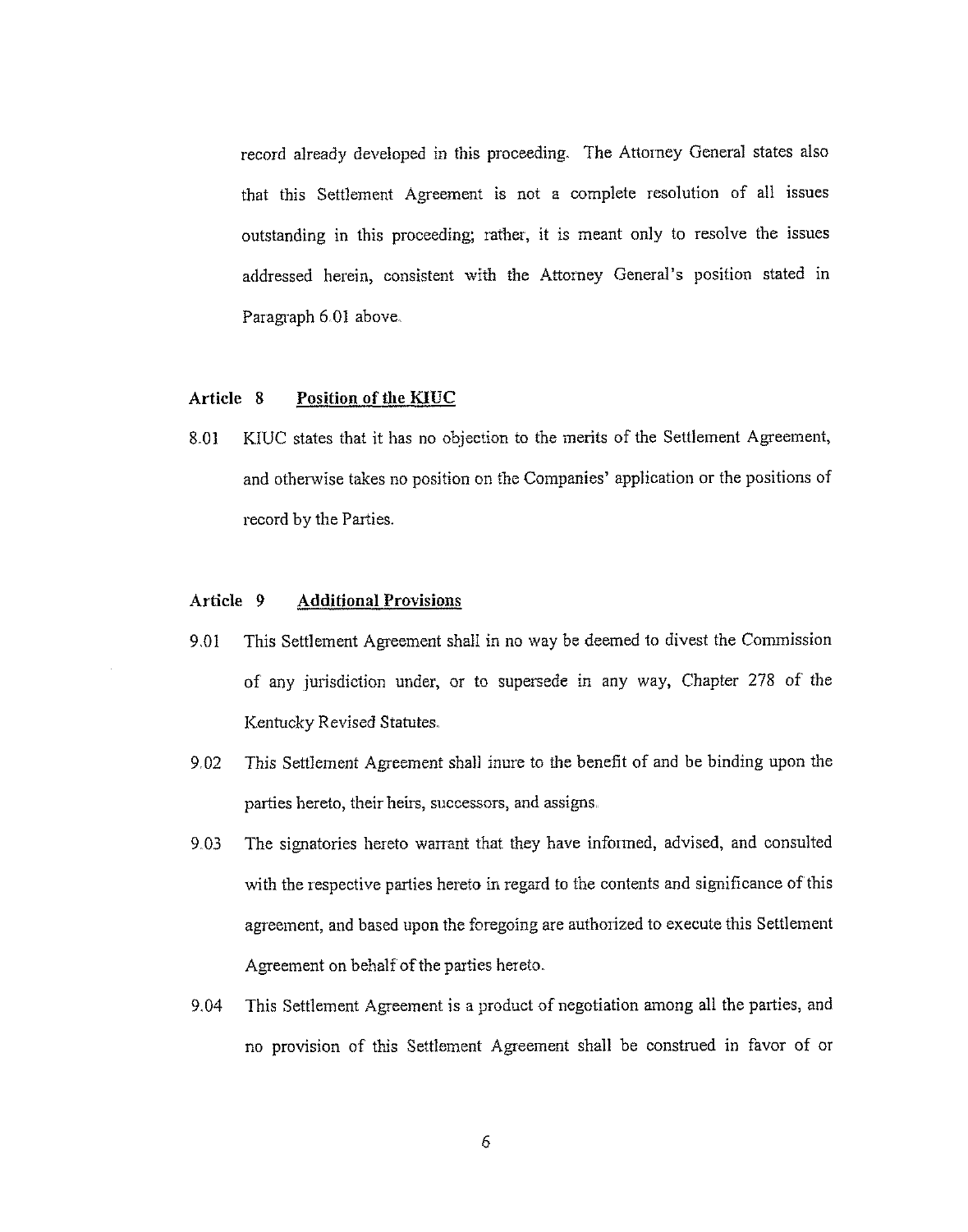record already developed in this proceeding. The Attorney General states also that this Settlement Agreement is not a complete resolution of all issues outstanding in this proceeding; rather, it is meant only to resolve the issues addressed herein, consistent with the Attorney General's position stated in Paragraph 6.01 above.

### Article 8 Position of the KIUC

8.01 KIUC states that it has no objection to the merits of the Settlement Agreement, and otherwise takes no position on the Companies' application or the positions of record by the Parties.

### Article 9 Additional Provisions

9.01 This Settlement Agreement shall in no way be deemed to divest the Commission of any jurisdiction under, or to supersede in any way, Chapter 278 of the Kentucky Revised Statutes.

9.02 This Settlement Agreement shall inure to the benefit of and be binding upon the parties hereto, their heirs, successors, and assigns.

9.03 The signatories hereto warrant that they have informed, advised, and consulted with the respective parties hereto in regard to the contents and significance of this agreement, and based upon the foregoing are authorized to execute this Settlement Agreement on behalf of the parties hereto.

9.04 This Settlement Agreement is a product of negotiation among all the parties, and no provision of this Settlement Agreement shall be construed in favor of or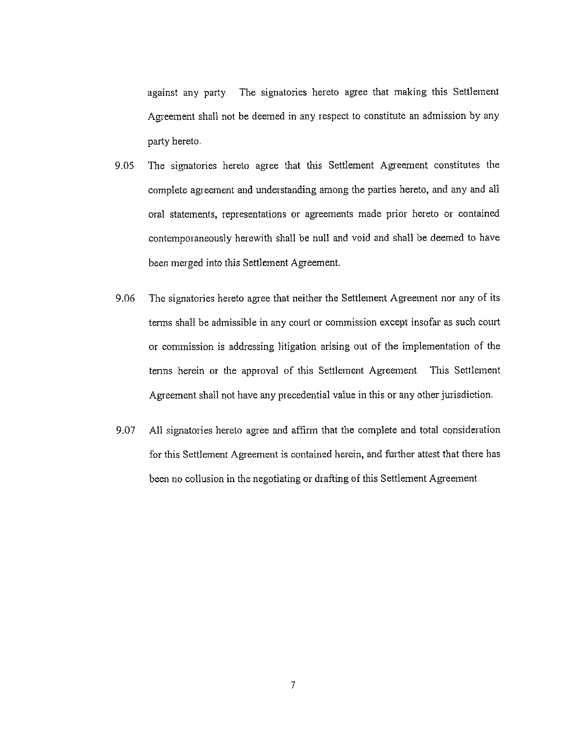against any party. The signatories hereto agree that making this Settlement Agreement shall not be deemed in any respect to constitute an admission by any party hereto.

9.05 The signatories hereto agree that this Settlement Agreement constitutes the complete agreement and understanding among the parties hereto, and any and all oral statements, representations or agreements made prior hereto or contained contemporaneously herewith shall be null and void and shall be deemed to have been merged into this Settlement Agreement.

9.06 The signatories hereto agree that neither the Settlement Agreement nor any of its terms shall be admissible in any court or commission except insofar as such court or commission is addressing litigation arising out of the implementation of the terms herein or the approval of this Settlement Agreement. This Settlement Agreement shall not have any precedential value in this or any other jurisdiction.

9.07 All signatories hereto agree and affirm that the complete and total consideration for this Settlement Agreement is contained herein, and further attest that there has been no collusion in the negotiating or drafting of this Settlement Agreement.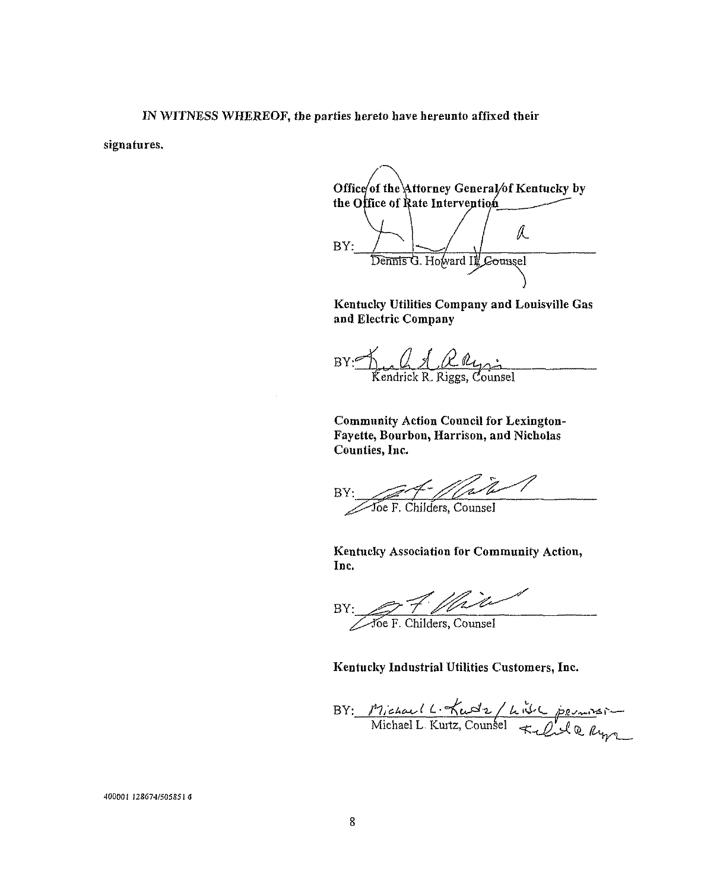**IN WITNESS WHEREOF, the parties hereto have hereunto affixed their signatures.**

**Office of the Attorney General of Kentucky by the Office of Rate Intervention**

BY: ______________________
Dennis G. Howard II, Counsel

**Kentucky Utilities Company and Louisville Gas and Electric Company**

BY: ______________________
Kendrick R. Riggs, Counsel

**Community Action Council for Lexington-Fayette, Bourbon, Harrison, and Nicholas Counties, Inc.**

BY: ______________________
Joe F. Childers, Counsel

**Kentucky Association for Community Action, Inc.**

BY: ______________________
Joe F. Childers, Counsel

**Kentucky Industrial Utilities Customers, Inc.**

BY: Michael L. Kurtz / with permission
Michael L. Kurtz, Counsel

400001 128674/505851 4